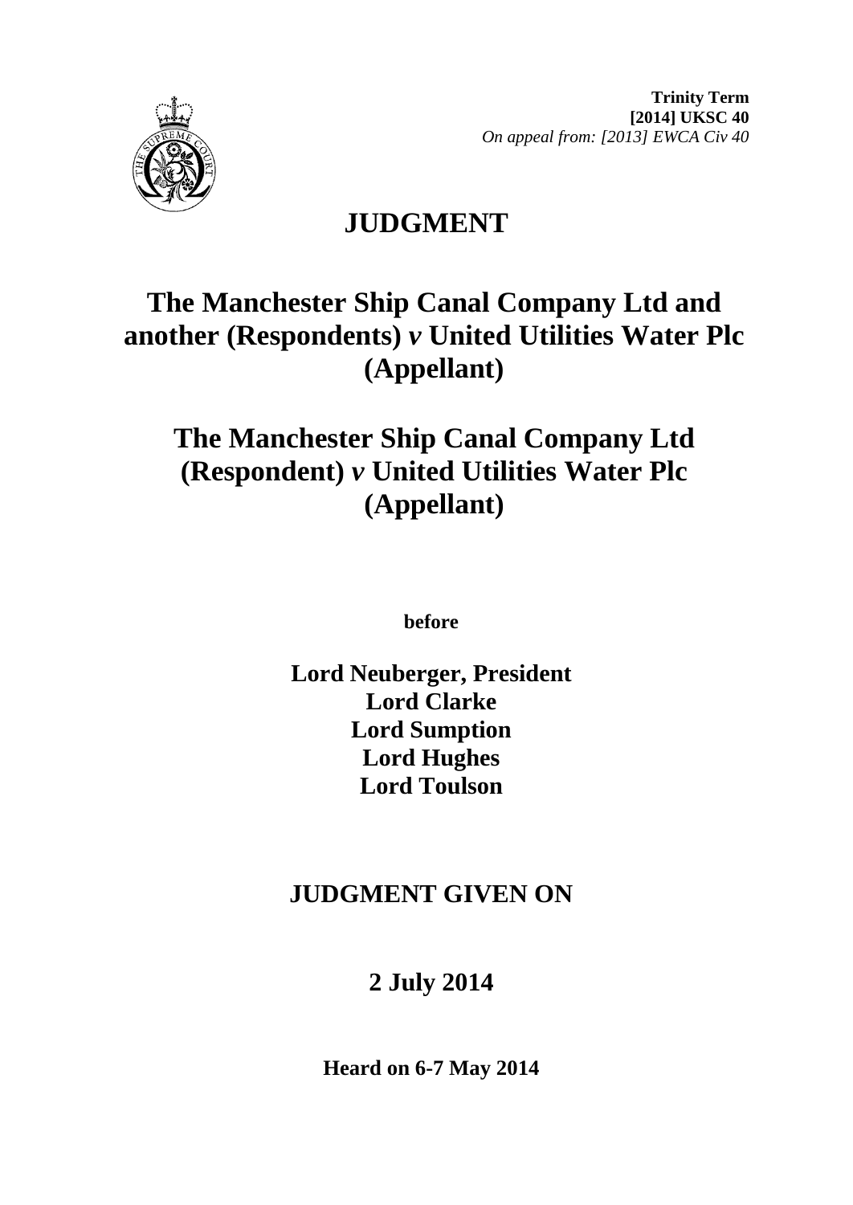**Trinity Term**
**[2014] UKSC 40**
*On appeal from: [2013] EWCA Civ 40*

# JUDGMENT

## The Manchester Ship Canal Company Ltd and another (Respondents) *v* United Utilities Water Plc (Appellant)

## The Manchester Ship Canal Company Ltd (Respondent) *v* United Utilities Water Plc (Appellant)

**before**

**Lord Neuberger, President**
**Lord Clarke**
**Lord Sumption**
**Lord Hughes**
**Lord Toulson**

## JUDGMENT GIVEN ON

## 2 July 2014

**Heard on 6-7 May 2014**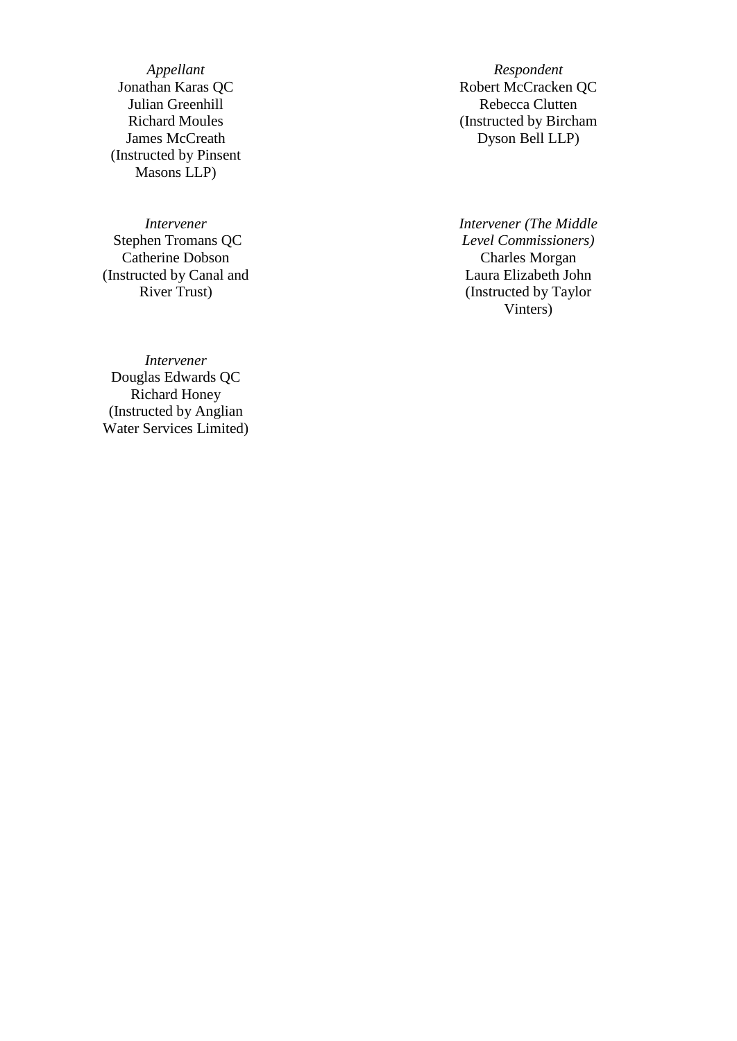| *Appellant* | *Respondent* |
| --- | --- |
| Jonathan Karas QC<br>Julian Greenhill<br>Richard Moules<br>James McCreath<br>(Instructed by Pinsent Masons LLP) | Robert McCracken QC<br>Rebecca Clutten<br>(Instructed by Bircham Dyson Bell LLP) |
| *Intervener* | *Intervener (The Middle Level Commissioners)* |
| Stephen Tromans QC<br>Catherine Dobson<br>(Instructed by Canal and River Trust) | Charles Morgan<br>Laura Elizabeth John<br>(Instructed by Taylor Vinters) |
| *Intervener* | |
| Douglas Edwards QC<br>Richard Honey<br>(Instructed by Anglian Water Services Limited) | |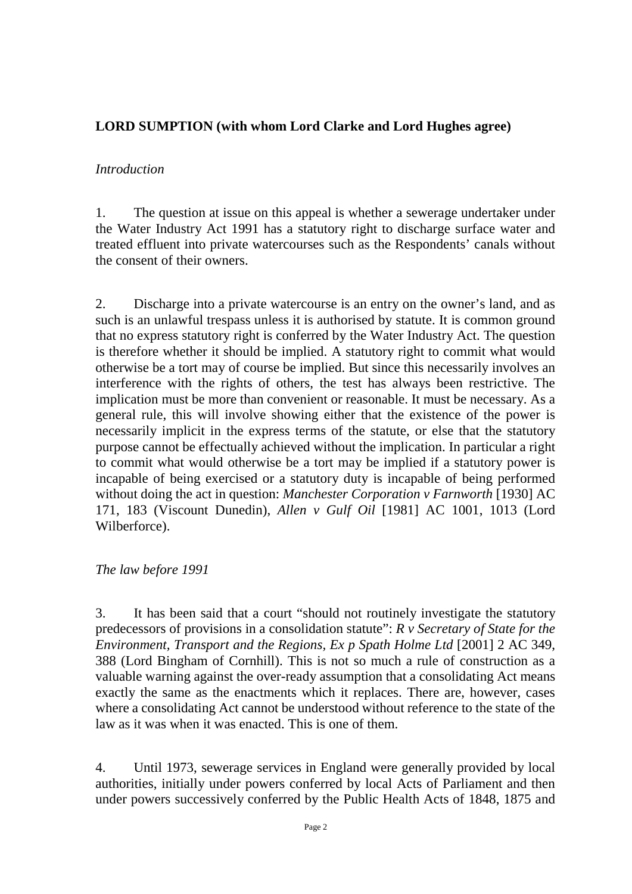**LORD SUMPTION (with whom Lord Clarke and Lord Hughes agree)**

*Introduction*

1. The question at issue on this appeal is whether a sewerage undertaker under the Water Industry Act 1991 has a statutory right to discharge surface water and treated effluent into private watercourses such as the Respondents' canals without the consent of their owners.

2. Discharge into a private watercourse is an entry on the owner's land, and as such is an unlawful trespass unless it is authorised by statute. It is common ground that no express statutory right is conferred by the Water Industry Act. The question is therefore whether it should be implied. A statutory right to commit what would otherwise be a tort may of course be implied. But since this necessarily involves an interference with the rights of others, the test has always been restrictive. The implication must be more than convenient or reasonable. It must be necessary. As a general rule, this will involve showing either that the existence of the power is necessarily implicit in the express terms of the statute, or else that the statutory purpose cannot be effectually achieved without the implication. In particular a right to commit what would otherwise be a tort may be implied if a statutory power is incapable of being exercised or a statutory duty is incapable of being performed without doing the act in question: *Manchester Corporation v Farnworth* [1930] AC 171, 183 (Viscount Dunedin), *Allen v Gulf Oil* [1981] AC 1001, 1013 (Lord Wilberforce).

*The law before 1991*

3. It has been said that a court "should not routinely investigate the statutory predecessors of provisions in a consolidation statute": *R v Secretary of State for the Environment, Transport and the Regions, Ex p Spath Holme Ltd* [2001] 2 AC 349, 388 (Lord Bingham of Cornhill). This is not so much a rule of construction as a valuable warning against the over-ready assumption that a consolidating Act means exactly the same as the enactments which it replaces. There are, however, cases where a consolidating Act cannot be understood without reference to the state of the law as it was when it was enacted. This is one of them.

4. Until 1973, sewerage services in England were generally provided by local authorities, initially under powers conferred by local Acts of Parliament and then under powers successively conferred by the Public Health Acts of 1848, 1875 and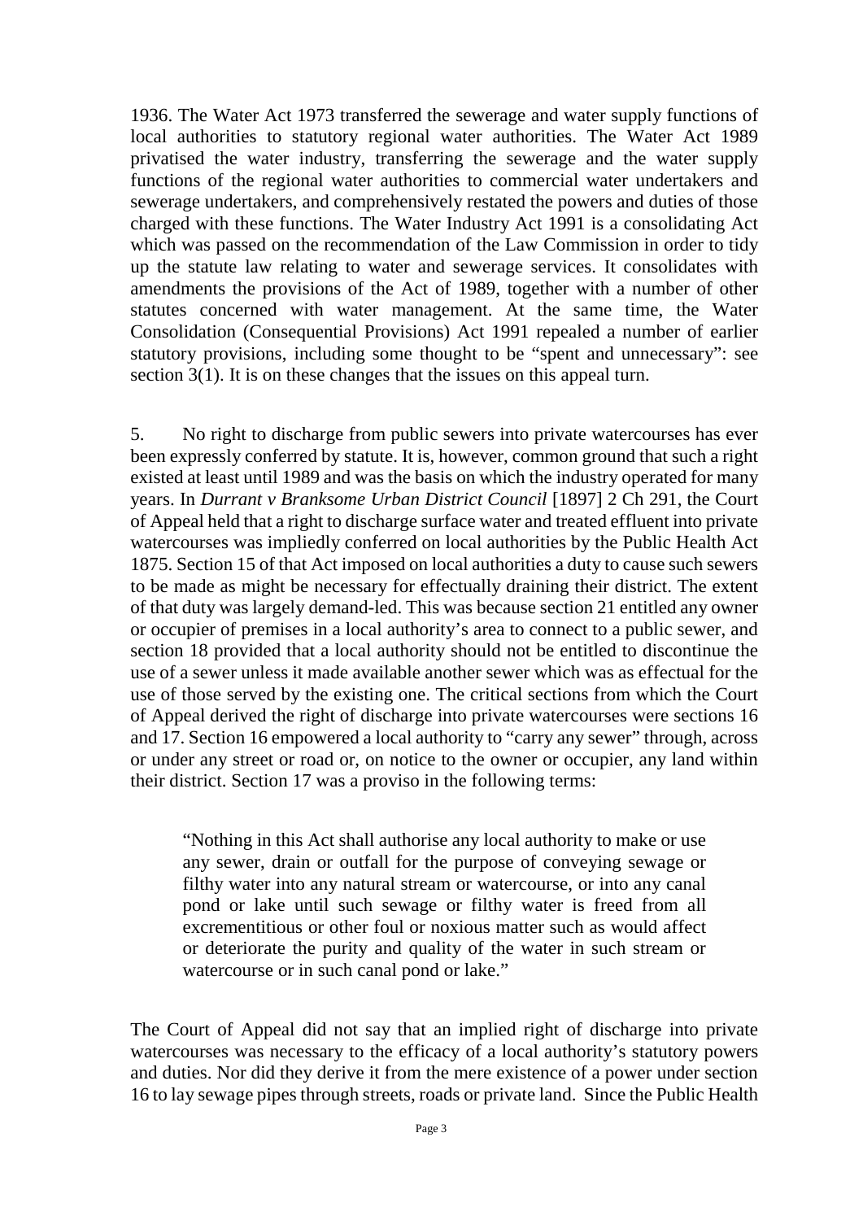1936. The Water Act 1973 transferred the sewerage and water supply functions of local authorities to statutory regional water authorities. The Water Act 1989 privatised the water industry, transferring the sewerage and the water supply functions of the regional water authorities to commercial water undertakers and sewerage undertakers, and comprehensively restated the powers and duties of those charged with these functions. The Water Industry Act 1991 is a consolidating Act which was passed on the recommendation of the Law Commission in order to tidy up the statute law relating to water and sewerage services. It consolidates with amendments the provisions of the Act of 1989, together with a number of other statutes concerned with water management. At the same time, the Water Consolidation (Consequential Provisions) Act 1991 repealed a number of earlier statutory provisions, including some thought to be "spent and unnecessary": see section 3(1). It is on these changes that the issues on this appeal turn.

5. No right to discharge from public sewers into private watercourses has ever been expressly conferred by statute. It is, however, common ground that such a right existed at least until 1989 and was the basis on which the industry operated for many years. In *Durrant v Branksome Urban District Council* [1897] 2 Ch 291, the Court of Appeal held that a right to discharge surface water and treated effluent into private watercourses was impliedly conferred on local authorities by the Public Health Act 1875. Section 15 of that Act imposed on local authorities a duty to cause such sewers to be made as might be necessary for effectually draining their district. The extent of that duty was largely demand-led. This was because section 21 entitled any owner or occupier of premises in a local authority's area to connect to a public sewer, and section 18 provided that a local authority should not be entitled to discontinue the use of a sewer unless it made available another sewer which was as effectual for the use of those served by the existing one. The critical sections from which the Court of Appeal derived the right of discharge into private watercourses were sections 16 and 17. Section 16 empowered a local authority to "carry any sewer" through, across or under any street or road or, on notice to the owner or occupier, any land within their district. Section 17 was a proviso in the following terms:

> "Nothing in this Act shall authorise any local authority to make or use any sewer, drain or outfall for the purpose of conveying sewage or filthy water into any natural stream or watercourse, or into any canal pond or lake until such sewage or filthy water is freed from all excrementitious or other foul or noxious matter such as would affect or deteriorate the purity and quality of the water in such stream or watercourse or in such canal pond or lake."

The Court of Appeal did not say that an implied right of discharge into private watercourses was necessary to the efficacy of a local authority's statutory powers and duties. Nor did they derive it from the mere existence of a power under section 16 to lay sewage pipes through streets, roads or private land. Since the Public Health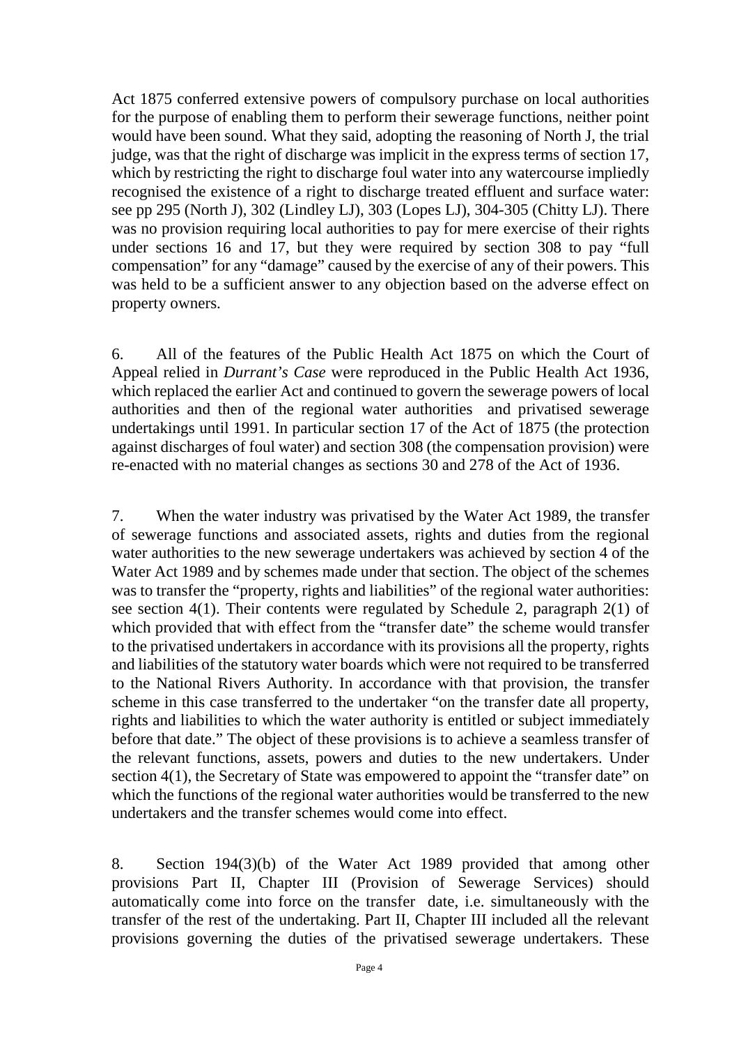Act 1875 conferred extensive powers of compulsory purchase on local authorities for the purpose of enabling them to perform their sewerage functions, neither point would have been sound. What they said, adopting the reasoning of North J, the trial judge, was that the right of discharge was implicit in the express terms of section 17, which by restricting the right to discharge foul water into any watercourse impliedly recognised the existence of a right to discharge treated effluent and surface water: see pp 295 (North J), 302 (Lindley LJ), 303 (Lopes LJ), 304-305 (Chitty LJ). There was no provision requiring local authorities to pay for mere exercise of their rights under sections 16 and 17, but they were required by section 308 to pay "full compensation" for any "damage" caused by the exercise of any of their powers. This was held to be a sufficient answer to any objection based on the adverse effect on property owners.

6. All of the features of the Public Health Act 1875 on which the Court of Appeal relied in *Durrant's Case* were reproduced in the Public Health Act 1936, which replaced the earlier Act and continued to govern the sewerage powers of local authorities and then of the regional water authorities and privatised sewerage undertakings until 1991. In particular section 17 of the Act of 1875 (the protection against discharges of foul water) and section 308 (the compensation provision) were re-enacted with no material changes as sections 30 and 278 of the Act of 1936.

7. When the water industry was privatised by the Water Act 1989, the transfer of sewerage functions and associated assets, rights and duties from the regional water authorities to the new sewerage undertakers was achieved by section 4 of the Water Act 1989 and by schemes made under that section. The object of the schemes was to transfer the "property, rights and liabilities" of the regional water authorities: see section 4(1). Their contents were regulated by Schedule 2, paragraph 2(1) of which provided that with effect from the "transfer date" the scheme would transfer to the privatised undertakers in accordance with its provisions all the property, rights and liabilities of the statutory water boards which were not required to be transferred to the National Rivers Authority. In accordance with that provision, the transfer scheme in this case transferred to the undertaker "on the transfer date all property, rights and liabilities to which the water authority is entitled or subject immediately before that date." The object of these provisions is to achieve a seamless transfer of the relevant functions, assets, powers and duties to the new undertakers. Under section 4(1), the Secretary of State was empowered to appoint the "transfer date" on which the functions of the regional water authorities would be transferred to the new undertakers and the transfer schemes would come into effect.

8. Section 194(3)(b) of the Water Act 1989 provided that among other provisions Part II, Chapter III (Provision of Sewerage Services) should automatically come into force on the transfer date, i.e. simultaneously with the transfer of the rest of the undertaking. Part II, Chapter III included all the relevant provisions governing the duties of the privatised sewerage undertakers. These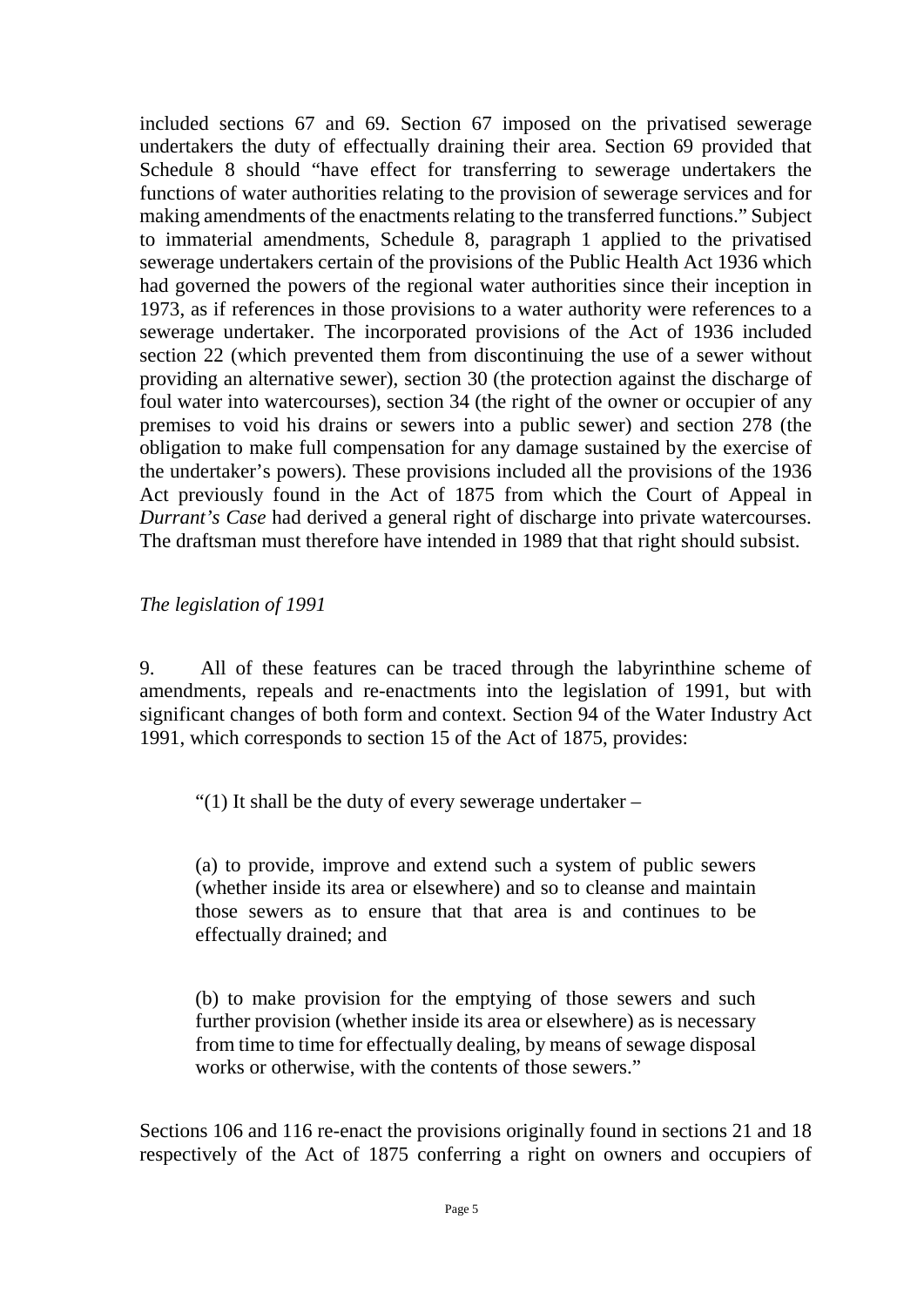included sections 67 and 69. Section 67 imposed on the privatised sewerage undertakers the duty of effectually draining their area. Section 69 provided that Schedule 8 should "have effect for transferring to sewerage undertakers the functions of water authorities relating to the provision of sewerage services and for making amendments of the enactments relating to the transferred functions." Subject to immaterial amendments, Schedule 8, paragraph 1 applied to the privatised sewerage undertakers certain of the provisions of the Public Health Act 1936 which had governed the powers of the regional water authorities since their inception in 1973, as if references in those provisions to a water authority were references to a sewerage undertaker. The incorporated provisions of the Act of 1936 included section 22 (which prevented them from discontinuing the use of a sewer without providing an alternative sewer), section 30 (the protection against the discharge of foul water into watercourses), section 34 (the right of the owner or occupier of any premises to void his drains or sewers into a public sewer) and section 278 (the obligation to make full compensation for any damage sustained by the exercise of the undertaker's powers). These provisions included all the provisions of the 1936 Act previously found in the Act of 1875 from which the Court of Appeal in *Durrant's Case* had derived a general right of discharge into private watercourses. The draftsman must therefore have intended in 1989 that that right should subsist.

*The legislation of 1991*

9. All of these features can be traced through the labyrinthine scheme of amendments, repeals and re-enactments into the legislation of 1991, but with significant changes of both form and context. Section 94 of the Water Industry Act 1991, which corresponds to section 15 of the Act of 1875, provides:

> "(1) It shall be the duty of every sewerage undertaker –
>
> (a) to provide, improve and extend such a system of public sewers (whether inside its area or elsewhere) and so to cleanse and maintain those sewers as to ensure that that area is and continues to be effectually drained; and
>
> (b) to make provision for the emptying of those sewers and such further provision (whether inside its area or elsewhere) as is necessary from time to time for effectually dealing, by means of sewage disposal works or otherwise, with the contents of those sewers."

Sections 106 and 116 re-enact the provisions originally found in sections 21 and 18 respectively of the Act of 1875 conferring a right on owners and occupiers of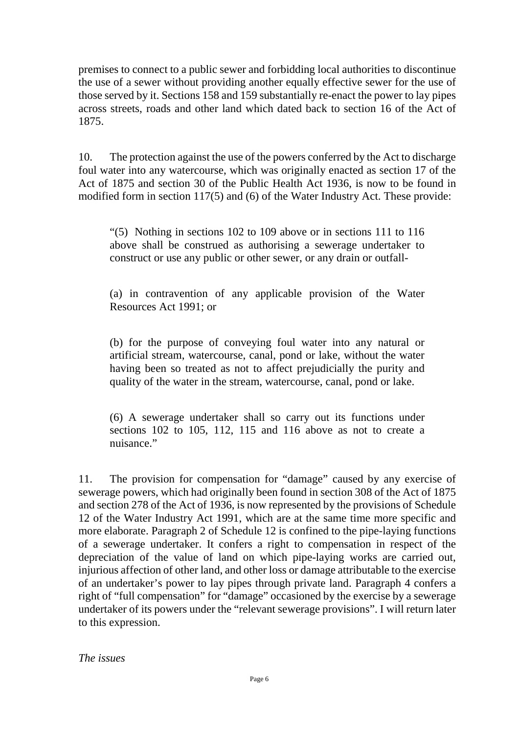premises to connect to a public sewer and forbidding local authorities to discontinue the use of a sewer without providing another equally effective sewer for the use of those served by it. Sections 158 and 159 substantially re-enact the power to lay pipes across streets, roads and other land which dated back to section 16 of the Act of 1875.

10. The protection against the use of the powers conferred by the Act to discharge foul water into any watercourse, which was originally enacted as section 17 of the Act of 1875 and section 30 of the Public Health Act 1936, is now to be found in modified form in section 117(5) and (6) of the Water Industry Act. These provide:

> "(5) Nothing in sections 102 to 109 above or in sections 111 to 116 above shall be construed as authorising a sewerage undertaker to construct or use any public or other sewer, or any drain or outfall-
>
> (a) in contravention of any applicable provision of the Water Resources Act 1991; or
>
> (b) for the purpose of conveying foul water into any natural or artificial stream, watercourse, canal, pond or lake, without the water having been so treated as not to affect prejudicially the purity and quality of the water in the stream, watercourse, canal, pond or lake.
>
> (6) A sewerage undertaker shall so carry out its functions under sections 102 to 105, 112, 115 and 116 above as not to create a nuisance."

11. The provision for compensation for "damage" caused by any exercise of sewerage powers, which had originally been found in section 308 of the Act of 1875 and section 278 of the Act of 1936, is now represented by the provisions of Schedule 12 of the Water Industry Act 1991, which are at the same time more specific and more elaborate. Paragraph 2 of Schedule 12 is confined to the pipe-laying functions of a sewerage undertaker. It confers a right to compensation in respect of the depreciation of the value of land on which pipe-laying works are carried out, injurious affection of other land, and other loss or damage attributable to the exercise of an undertaker's power to lay pipes through private land. Paragraph 4 confers a right of "full compensation" for "damage" occasioned by the exercise by a sewerage undertaker of its powers under the "relevant sewerage provisions". I will return later to this expression.

*The issues*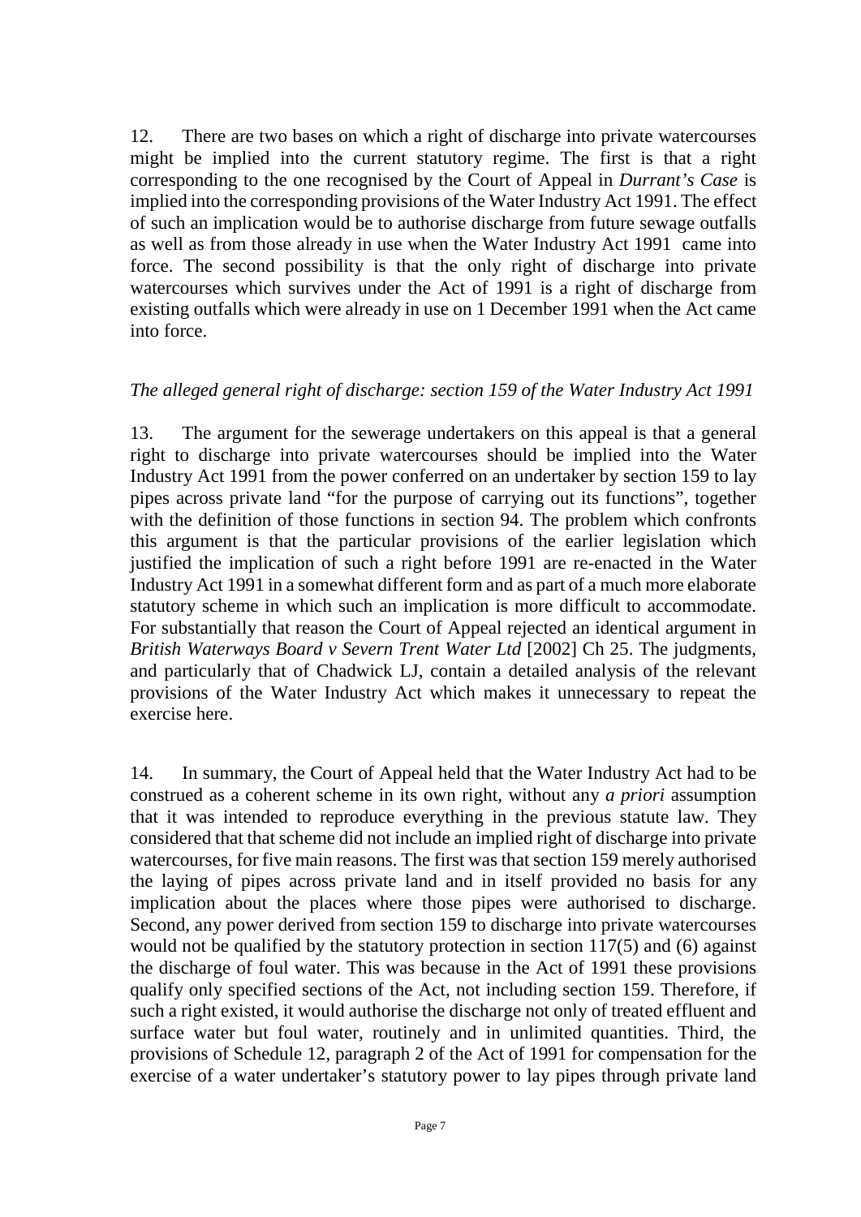12. There are two bases on which a right of discharge into private watercourses might be implied into the current statutory regime. The first is that a right corresponding to the one recognised by the Court of Appeal in *Durrant's Case* is implied into the corresponding provisions of the Water Industry Act 1991. The effect of such an implication would be to authorise discharge from future sewage outfalls as well as from those already in use when the Water Industry Act 1991 came into force. The second possibility is that the only right of discharge into private watercourses which survives under the Act of 1991 is a right of discharge from existing outfalls which were already in use on 1 December 1991 when the Act came into force.

*The alleged general right of discharge: section 159 of the Water Industry Act 1991*

13. The argument for the sewerage undertakers on this appeal is that a general right to discharge into private watercourses should be implied into the Water Industry Act 1991 from the power conferred on an undertaker by section 159 to lay pipes across private land "for the purpose of carrying out its functions", together with the definition of those functions in section 94. The problem which confronts this argument is that the particular provisions of the earlier legislation which justified the implication of such a right before 1991 are re-enacted in the Water Industry Act 1991 in a somewhat different form and as part of a much more elaborate statutory scheme in which such an implication is more difficult to accommodate. For substantially that reason the Court of Appeal rejected an identical argument in *British Waterways Board v Severn Trent Water Ltd* [2002] Ch 25. The judgments, and particularly that of Chadwick LJ, contain a detailed analysis of the relevant provisions of the Water Industry Act which makes it unnecessary to repeat the exercise here.

14. In summary, the Court of Appeal held that the Water Industry Act had to be construed as a coherent scheme in its own right, without any *a priori* assumption that it was intended to reproduce everything in the previous statute law. They considered that that scheme did not include an implied right of discharge into private watercourses, for five main reasons. The first was that section 159 merely authorised the laying of pipes across private land and in itself provided no basis for any implication about the places where those pipes were authorised to discharge. Second, any power derived from section 159 to discharge into private watercourses would not be qualified by the statutory protection in section 117(5) and (6) against the discharge of foul water. This was because in the Act of 1991 these provisions qualify only specified sections of the Act, not including section 159. Therefore, if such a right existed, it would authorise the discharge not only of treated effluent and surface water but foul water, routinely and in unlimited quantities. Third, the provisions of Schedule 12, paragraph 2 of the Act of 1991 for compensation for the exercise of a water undertaker's statutory power to lay pipes through private land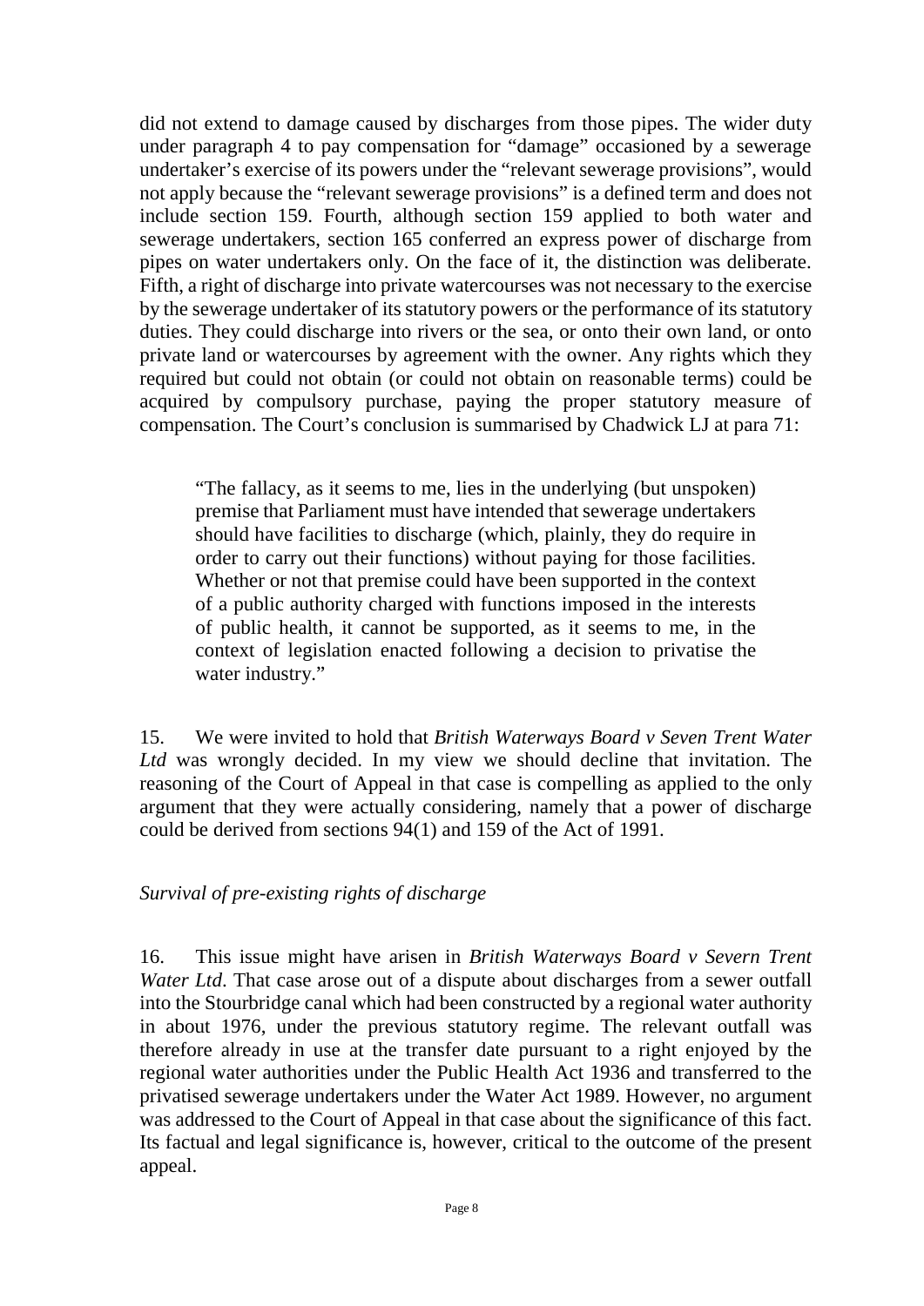did not extend to damage caused by discharges from those pipes. The wider duty under paragraph 4 to pay compensation for "damage" occasioned by a sewerage undertaker's exercise of its powers under the "relevant sewerage provisions", would not apply because the "relevant sewerage provisions" is a defined term and does not include section 159. Fourth, although section 159 applied to both water and sewerage undertakers, section 165 conferred an express power of discharge from pipes on water undertakers only. On the face of it, the distinction was deliberate. Fifth, a right of discharge into private watercourses was not necessary to the exercise by the sewerage undertaker of its statutory powers or the performance of its statutory duties. They could discharge into rivers or the sea, or onto their own land, or onto private land or watercourses by agreement with the owner. Any rights which they required but could not obtain (or could not obtain on reasonable terms) could be acquired by compulsory purchase, paying the proper statutory measure of compensation. The Court's conclusion is summarised by Chadwick LJ at para 71:

> "The fallacy, as it seems to me, lies in the underlying (but unspoken) premise that Parliament must have intended that sewerage undertakers should have facilities to discharge (which, plainly, they do require in order to carry out their functions) without paying for those facilities. Whether or not that premise could have been supported in the context of a public authority charged with functions imposed in the interests of public health, it cannot be supported, as it seems to me, in the context of legislation enacted following a decision to privatise the water industry."

15. We were invited to hold that *British Waterways Board v Seven Trent Water Ltd* was wrongly decided. In my view we should decline that invitation. The reasoning of the Court of Appeal in that case is compelling as applied to the only argument that they were actually considering, namely that a power of discharge could be derived from sections 94(1) and 159 of the Act of 1991.

*Survival of pre-existing rights of discharge*

16. This issue might have arisen in *British Waterways Board v Severn Trent Water Ltd*. That case arose out of a dispute about discharges from a sewer outfall into the Stourbridge canal which had been constructed by a regional water authority in about 1976, under the previous statutory regime. The relevant outfall was therefore already in use at the transfer date pursuant to a right enjoyed by the regional water authorities under the Public Health Act 1936 and transferred to the privatised sewerage undertakers under the Water Act 1989. However, no argument was addressed to the Court of Appeal in that case about the significance of this fact. Its factual and legal significance is, however, critical to the outcome of the present appeal.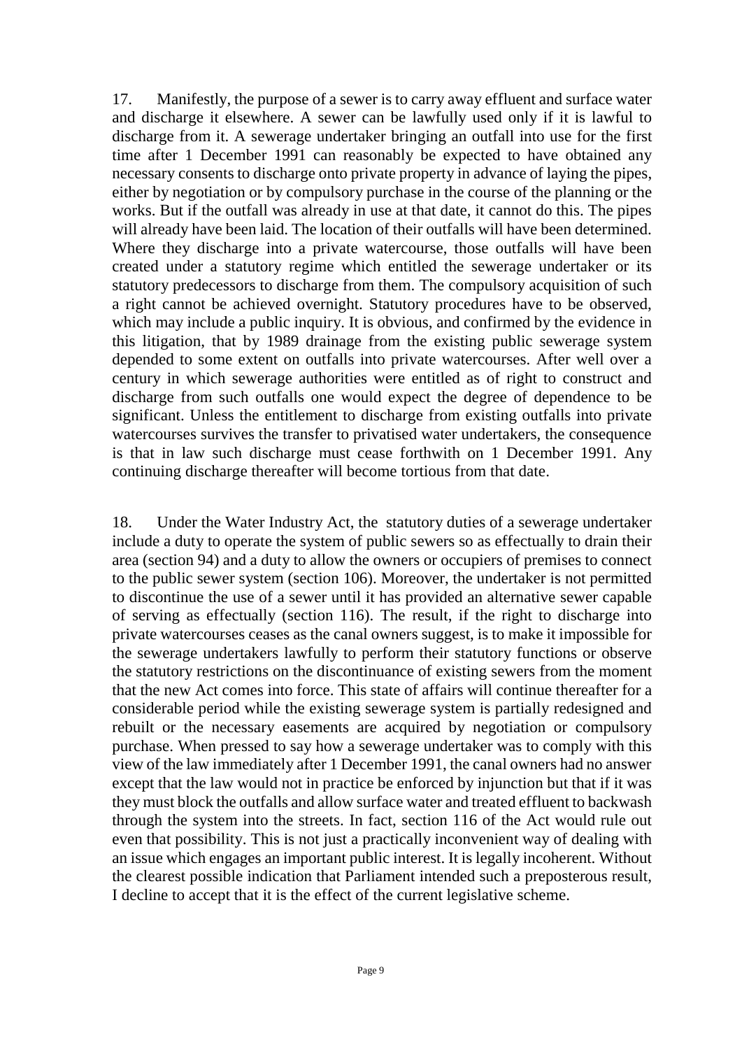17. Manifestly, the purpose of a sewer is to carry away effluent and surface water and discharge it elsewhere. A sewer can be lawfully used only if it is lawful to discharge from it. A sewerage undertaker bringing an outfall into use for the first time after 1 December 1991 can reasonably be expected to have obtained any necessary consents to discharge onto private property in advance of laying the pipes, either by negotiation or by compulsory purchase in the course of the planning or the works. But if the outfall was already in use at that date, it cannot do this. The pipes will already have been laid. The location of their outfalls will have been determined. Where they discharge into a private watercourse, those outfalls will have been created under a statutory regime which entitled the sewerage undertaker or its statutory predecessors to discharge from them. The compulsory acquisition of such a right cannot be achieved overnight. Statutory procedures have to be observed, which may include a public inquiry. It is obvious, and confirmed by the evidence in this litigation, that by 1989 drainage from the existing public sewerage system depended to some extent on outfalls into private watercourses. After well over a century in which sewerage authorities were entitled as of right to construct and discharge from such outfalls one would expect the degree of dependence to be significant. Unless the entitlement to discharge from existing outfalls into private watercourses survives the transfer to privatised water undertakers, the consequence is that in law such discharge must cease forthwith on 1 December 1991. Any continuing discharge thereafter will become tortious from that date.

18. Under the Water Industry Act, the statutory duties of a sewerage undertaker include a duty to operate the system of public sewers so as effectually to drain their area (section 94) and a duty to allow the owners or occupiers of premises to connect to the public sewer system (section 106). Moreover, the undertaker is not permitted to discontinue the use of a sewer until it has provided an alternative sewer capable of serving as effectually (section 116). The result, if the right to discharge into private watercourses ceases as the canal owners suggest, is to make it impossible for the sewerage undertakers lawfully to perform their statutory functions or observe the statutory restrictions on the discontinuance of existing sewers from the moment that the new Act comes into force. This state of affairs will continue thereafter for a considerable period while the existing sewerage system is partially redesigned and rebuilt or the necessary easements are acquired by negotiation or compulsory purchase. When pressed to say how a sewerage undertaker was to comply with this view of the law immediately after 1 December 1991, the canal owners had no answer except that the law would not in practice be enforced by injunction but that if it was they must block the outfalls and allow surface water and treated effluent to backwash through the system into the streets. In fact, section 116 of the Act would rule out even that possibility. This is not just a practically inconvenient way of dealing with an issue which engages an important public interest. It is legally incoherent. Without the clearest possible indication that Parliament intended such a preposterous result, I decline to accept that it is the effect of the current legislative scheme.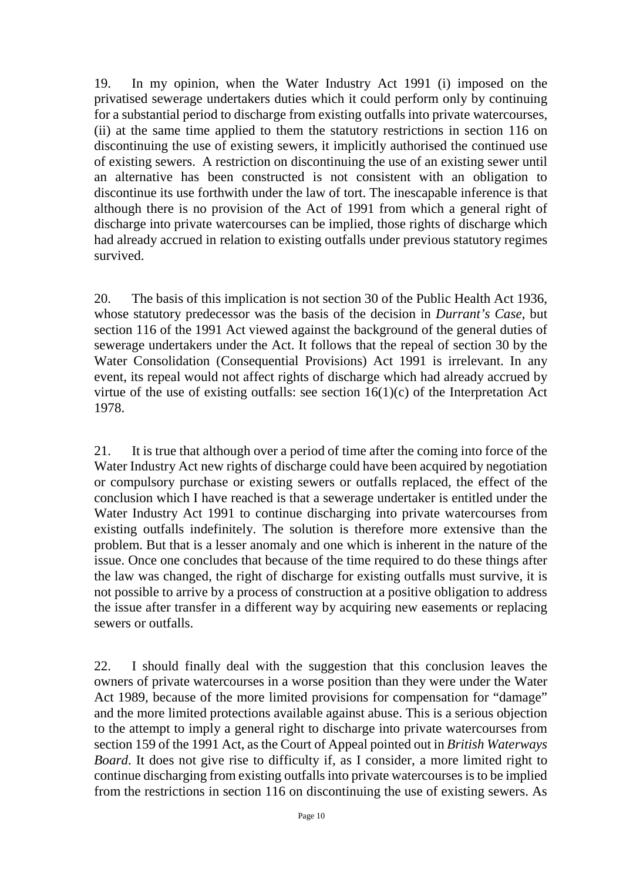19. In my opinion, when the Water Industry Act 1991 (i) imposed on the privatised sewerage undertakers duties which it could perform only by continuing for a substantial period to discharge from existing outfalls into private watercourses, (ii) at the same time applied to them the statutory restrictions in section 116 on discontinuing the use of existing sewers, it implicitly authorised the continued use of existing sewers. A restriction on discontinuing the use of an existing sewer until an alternative has been constructed is not consistent with an obligation to discontinue its use forthwith under the law of tort. The inescapable inference is that although there is no provision of the Act of 1991 from which a general right of discharge into private watercourses can be implied, those rights of discharge which had already accrued in relation to existing outfalls under previous statutory regimes survived.

20. The basis of this implication is not section 30 of the Public Health Act 1936, whose statutory predecessor was the basis of the decision in *Durrant's Case*, but section 116 of the 1991 Act viewed against the background of the general duties of sewerage undertakers under the Act. It follows that the repeal of section 30 by the Water Consolidation (Consequential Provisions) Act 1991 is irrelevant. In any event, its repeal would not affect rights of discharge which had already accrued by virtue of the use of existing outfalls: see section 16(1)(c) of the Interpretation Act 1978.

21. It is true that although over a period of time after the coming into force of the Water Industry Act new rights of discharge could have been acquired by negotiation or compulsory purchase or existing sewers or outfalls replaced, the effect of the conclusion which I have reached is that a sewerage undertaker is entitled under the Water Industry Act 1991 to continue discharging into private watercourses from existing outfalls indefinitely. The solution is therefore more extensive than the problem. But that is a lesser anomaly and one which is inherent in the nature of the issue. Once one concludes that because of the time required to do these things after the law was changed, the right of discharge for existing outfalls must survive, it is not possible to arrive by a process of construction at a positive obligation to address the issue after transfer in a different way by acquiring new easements or replacing sewers or outfalls.

22. I should finally deal with the suggestion that this conclusion leaves the owners of private watercourses in a worse position than they were under the Water Act 1989, because of the more limited provisions for compensation for "damage" and the more limited protections available against abuse. This is a serious objection to the attempt to imply a general right to discharge into private watercourses from section 159 of the 1991 Act, as the Court of Appeal pointed out in *British Waterways Board*. It does not give rise to difficulty if, as I consider, a more limited right to continue discharging from existing outfalls into private watercourses is to be implied from the restrictions in section 116 on discontinuing the use of existing sewers. As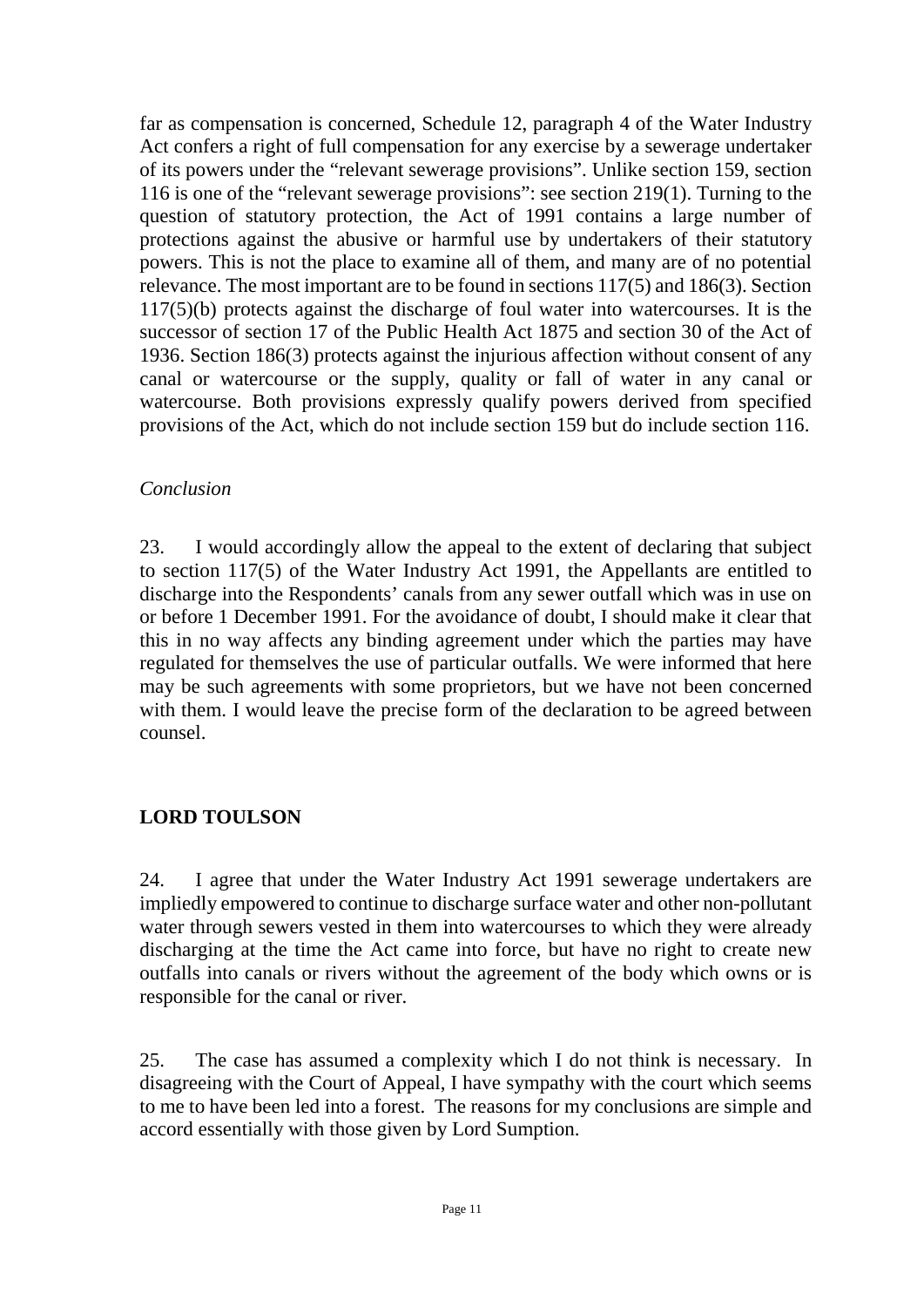far as compensation is concerned, Schedule 12, paragraph 4 of the Water Industry Act confers a right of full compensation for any exercise by a sewerage undertaker of its powers under the "relevant sewerage provisions". Unlike section 159, section 116 is one of the "relevant sewerage provisions": see section 219(1). Turning to the question of statutory protection, the Act of 1991 contains a large number of protections against the abusive or harmful use by undertakers of their statutory powers. This is not the place to examine all of them, and many are of no potential relevance. The most important are to be found in sections 117(5) and 186(3). Section 117(5)(b) protects against the discharge of foul water into watercourses. It is the successor of section 17 of the Public Health Act 1875 and section 30 of the Act of 1936. Section 186(3) protects against the injurious affection without consent of any canal or watercourse or the supply, quality or fall of water in any canal or watercourse. Both provisions expressly qualify powers derived from specified provisions of the Act, which do not include section 159 but do include section 116.

*Conclusion*

23. I would accordingly allow the appeal to the extent of declaring that subject to section 117(5) of the Water Industry Act 1991, the Appellants are entitled to discharge into the Respondents' canals from any sewer outfall which was in use on or before 1 December 1991. For the avoidance of doubt, I should make it clear that this in no way affects any binding agreement under which the parties may have regulated for themselves the use of particular outfalls. We were informed that here may be such agreements with some proprietors, but we have not been concerned with them. I would leave the precise form of the declaration to be agreed between counsel.

## LORD TOULSON

24. I agree that under the Water Industry Act 1991 sewerage undertakers are impliedly empowered to continue to discharge surface water and other non-pollutant water through sewers vested in them into watercourses to which they were already discharging at the time the Act came into force, but have no right to create new outfalls into canals or rivers without the agreement of the body which owns or is responsible for the canal or river.

25. The case has assumed a complexity which I do not think is necessary. In disagreeing with the Court of Appeal, I have sympathy with the court which seems to me to have been led into a forest. The reasons for my conclusions are simple and accord essentially with those given by Lord Sumption.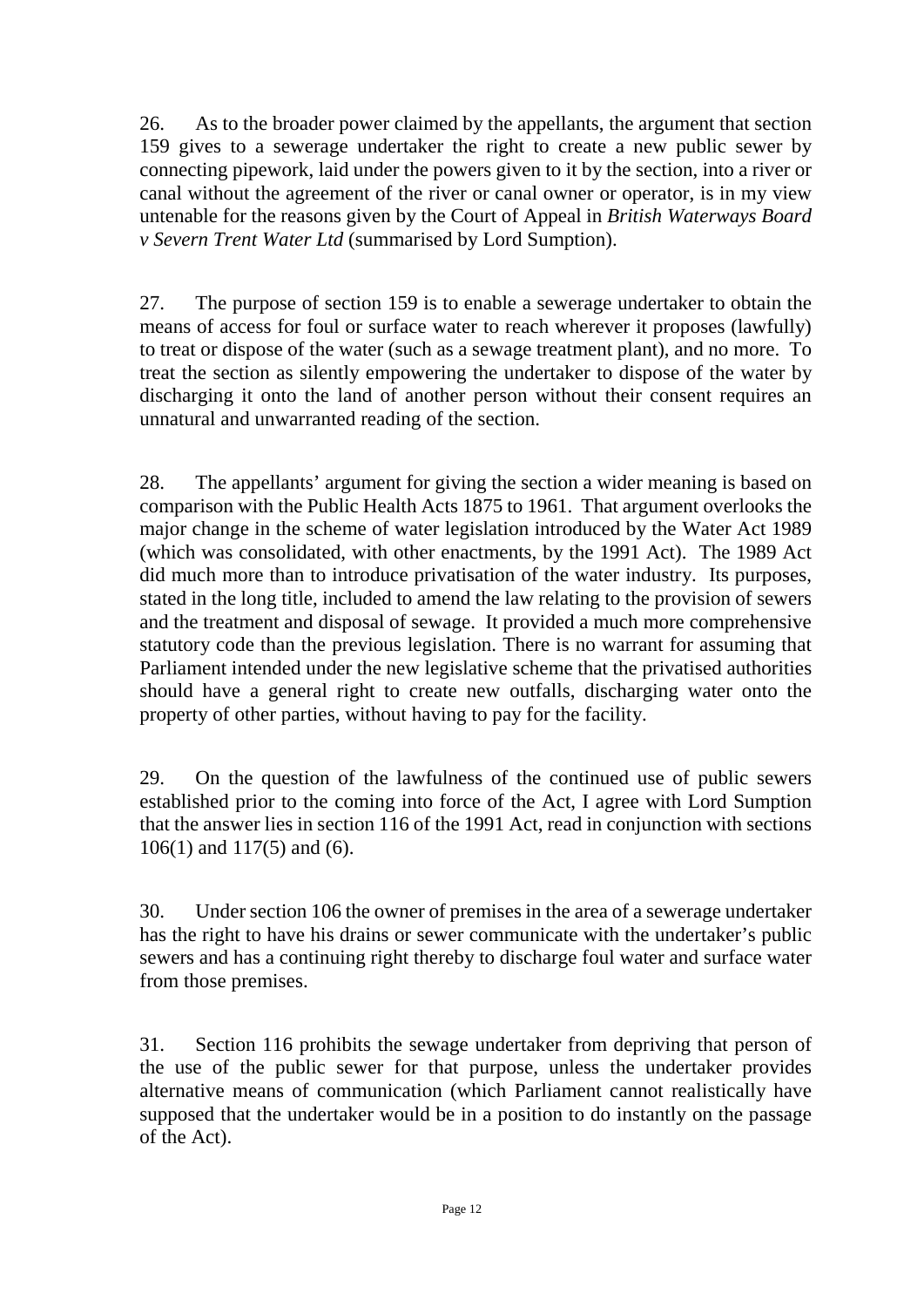26. As to the broader power claimed by the appellants, the argument that section 159 gives to a sewerage undertaker the right to create a new public sewer by connecting pipework, laid under the powers given to it by the section, into a river or canal without the agreement of the river or canal owner or operator, is in my view untenable for the reasons given by the Court of Appeal in *British Waterways Board v Severn Trent Water Ltd* (summarised by Lord Sumption).

27. The purpose of section 159 is to enable a sewerage undertaker to obtain the means of access for foul or surface water to reach wherever it proposes (lawfully) to treat or dispose of the water (such as a sewage treatment plant), and no more. To treat the section as silently empowering the undertaker to dispose of the water by discharging it onto the land of another person without their consent requires an unnatural and unwarranted reading of the section.

28. The appellants' argument for giving the section a wider meaning is based on comparison with the Public Health Acts 1875 to 1961. That argument overlooks the major change in the scheme of water legislation introduced by the Water Act 1989 (which was consolidated, with other enactments, by the 1991 Act). The 1989 Act did much more than to introduce privatisation of the water industry. Its purposes, stated in the long title, included to amend the law relating to the provision of sewers and the treatment and disposal of sewage. It provided a much more comprehensive statutory code than the previous legislation. There is no warrant for assuming that Parliament intended under the new legislative scheme that the privatised authorities should have a general right to create new outfalls, discharging water onto the property of other parties, without having to pay for the facility.

29. On the question of the lawfulness of the continued use of public sewers established prior to the coming into force of the Act, I agree with Lord Sumption that the answer lies in section 116 of the 1991 Act, read in conjunction with sections 106(1) and 117(5) and (6).

30. Under section 106 the owner of premises in the area of a sewerage undertaker has the right to have his drains or sewer communicate with the undertaker's public sewers and has a continuing right thereby to discharge foul water and surface water from those premises.

31. Section 116 prohibits the sewage undertaker from depriving that person of the use of the public sewer for that purpose, unless the undertaker provides alternative means of communication (which Parliament cannot realistically have supposed that the undertaker would be in a position to do instantly on the passage of the Act).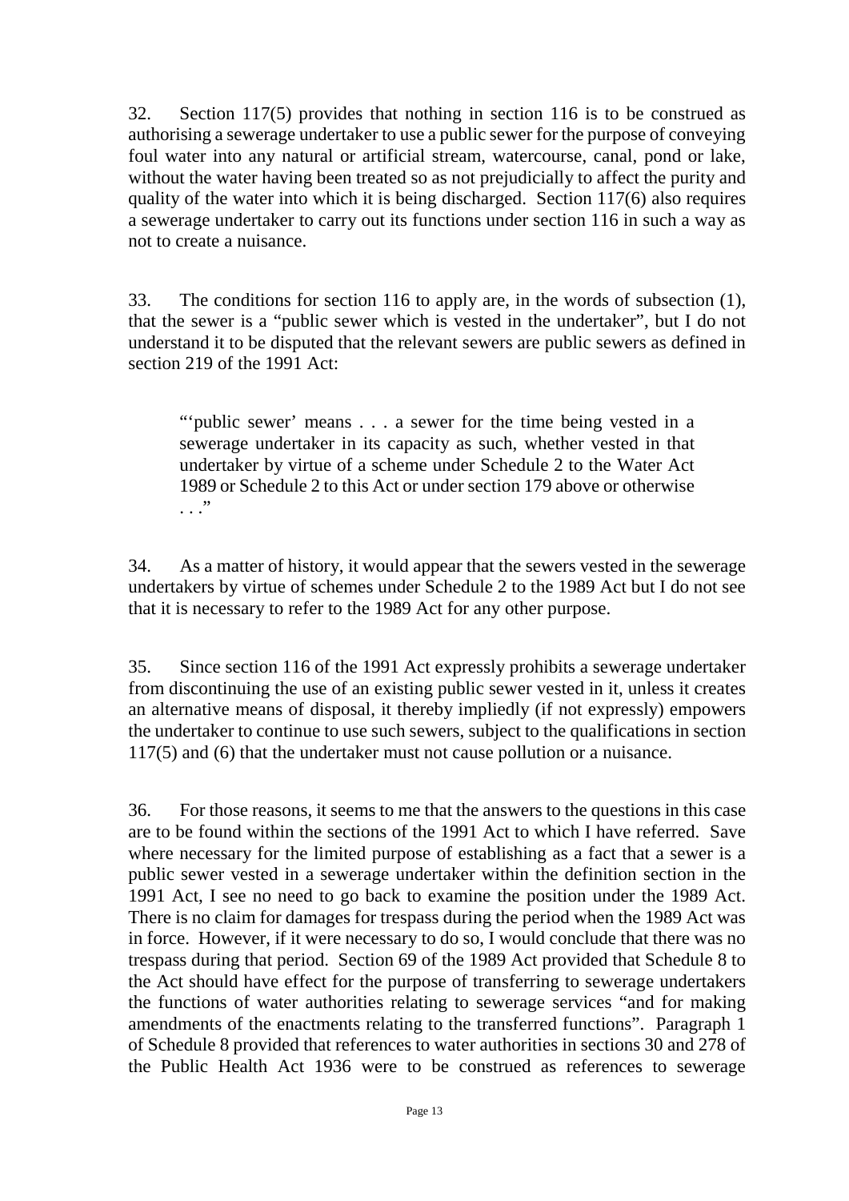32. Section 117(5) provides that nothing in section 116 is to be construed as authorising a sewerage undertaker to use a public sewer for the purpose of conveying foul water into any natural or artificial stream, watercourse, canal, pond or lake, without the water having been treated so as not prejudicially to affect the purity and quality of the water into which it is being discharged. Section 117(6) also requires a sewerage undertaker to carry out its functions under section 116 in such a way as not to create a nuisance.

33. The conditions for section 116 to apply are, in the words of subsection (1), that the sewer is a "public sewer which is vested in the undertaker", but I do not understand it to be disputed that the relevant sewers are public sewers as defined in section 219 of the 1991 Act:

> "'public sewer' means . . . a sewer for the time being vested in a sewerage undertaker in its capacity as such, whether vested in that undertaker by virtue of a scheme under Schedule 2 to the Water Act 1989 or Schedule 2 to this Act or under section 179 above or otherwise . . ."

34. As a matter of history, it would appear that the sewers vested in the sewerage undertakers by virtue of schemes under Schedule 2 to the 1989 Act but I do not see that it is necessary to refer to the 1989 Act for any other purpose.

35. Since section 116 of the 1991 Act expressly prohibits a sewerage undertaker from discontinuing the use of an existing public sewer vested in it, unless it creates an alternative means of disposal, it thereby impliedly (if not expressly) empowers the undertaker to continue to use such sewers, subject to the qualifications in section 117(5) and (6) that the undertaker must not cause pollution or a nuisance.

36. For those reasons, it seems to me that the answers to the questions in this case are to be found within the sections of the 1991 Act to which I have referred. Save where necessary for the limited purpose of establishing as a fact that a sewer is a public sewer vested in a sewerage undertaker within the definition section in the 1991 Act, I see no need to go back to examine the position under the 1989 Act. There is no claim for damages for trespass during the period when the 1989 Act was in force. However, if it were necessary to do so, I would conclude that there was no trespass during that period. Section 69 of the 1989 Act provided that Schedule 8 to the Act should have effect for the purpose of transferring to sewerage undertakers the functions of water authorities relating to sewerage services "and for making amendments of the enactments relating to the transferred functions". Paragraph 1 of Schedule 8 provided that references to water authorities in sections 30 and 278 of the Public Health Act 1936 were to be construed as references to sewerage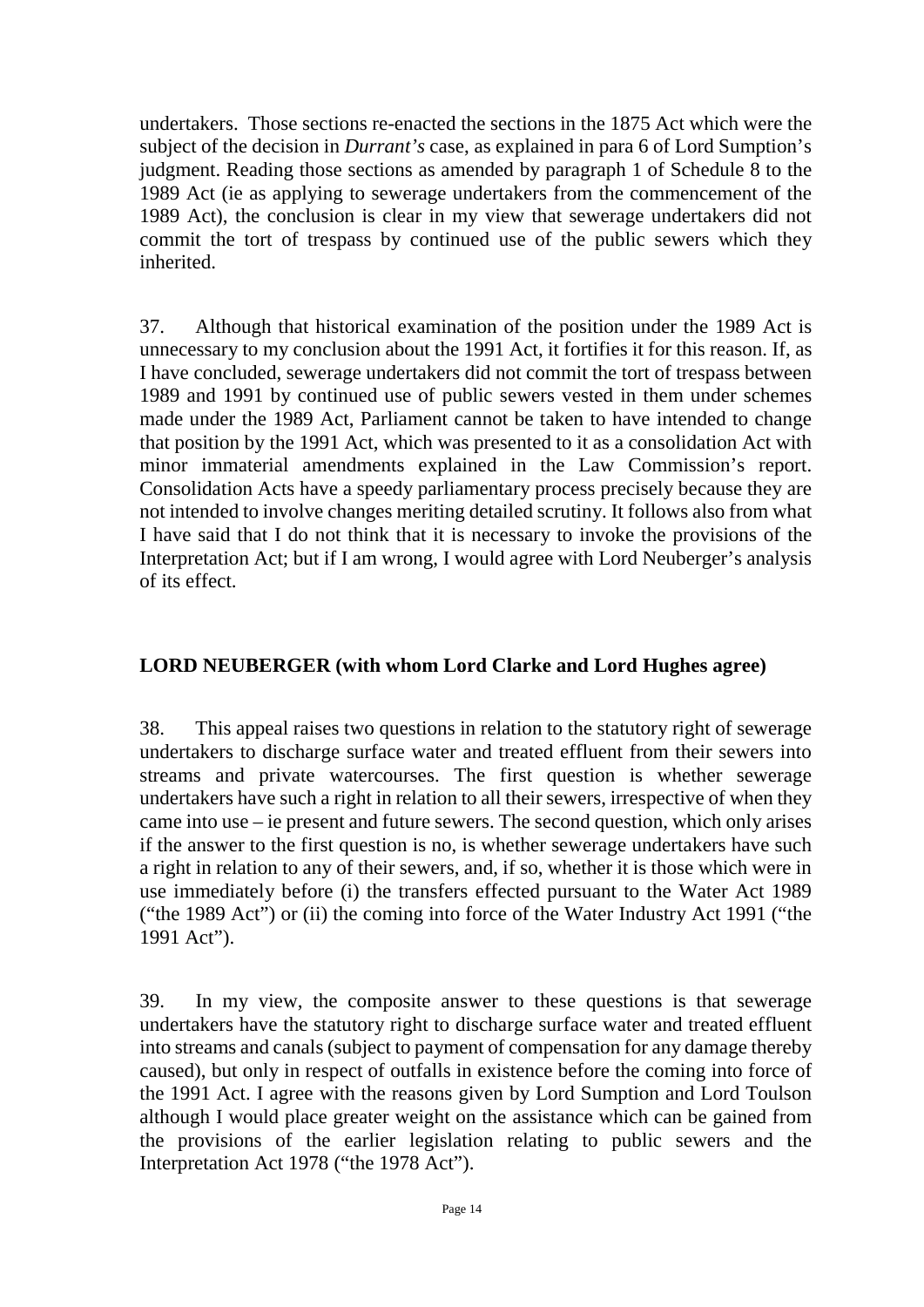undertakers. Those sections re-enacted the sections in the 1875 Act which were the subject of the decision in *Durrant's* case, as explained in para 6 of Lord Sumption's judgment. Reading those sections as amended by paragraph 1 of Schedule 8 to the 1989 Act (ie as applying to sewerage undertakers from the commencement of the 1989 Act), the conclusion is clear in my view that sewerage undertakers did not commit the tort of trespass by continued use of the public sewers which they inherited.

37. Although that historical examination of the position under the 1989 Act is unnecessary to my conclusion about the 1991 Act, it fortifies it for this reason. If, as I have concluded, sewerage undertakers did not commit the tort of trespass between 1989 and 1991 by continued use of public sewers vested in them under schemes made under the 1989 Act, Parliament cannot be taken to have intended to change that position by the 1991 Act, which was presented to it as a consolidation Act with minor immaterial amendments explained in the Law Commission's report. Consolidation Acts have a speedy parliamentary process precisely because they are not intended to involve changes meriting detailed scrutiny. It follows also from what I have said that I do not think that it is necessary to invoke the provisions of the Interpretation Act; but if I am wrong, I would agree with Lord Neuberger's analysis of its effect.

## LORD NEUBERGER (with whom Lord Clarke and Lord Hughes agree)

38. This appeal raises two questions in relation to the statutory right of sewerage undertakers to discharge surface water and treated effluent from their sewers into streams and private watercourses. The first question is whether sewerage undertakers have such a right in relation to all their sewers, irrespective of when they came into use – ie present and future sewers. The second question, which only arises if the answer to the first question is no, is whether sewerage undertakers have such a right in relation to any of their sewers, and, if so, whether it is those which were in use immediately before (i) the transfers effected pursuant to the Water Act 1989 ("the 1989 Act") or (ii) the coming into force of the Water Industry Act 1991 ("the 1991 Act").

39. In my view, the composite answer to these questions is that sewerage undertakers have the statutory right to discharge surface water and treated effluent into streams and canals (subject to payment of compensation for any damage thereby caused), but only in respect of outfalls in existence before the coming into force of the 1991 Act. I agree with the reasons given by Lord Sumption and Lord Toulson although I would place greater weight on the assistance which can be gained from the provisions of the earlier legislation relating to public sewers and the Interpretation Act 1978 ("the 1978 Act").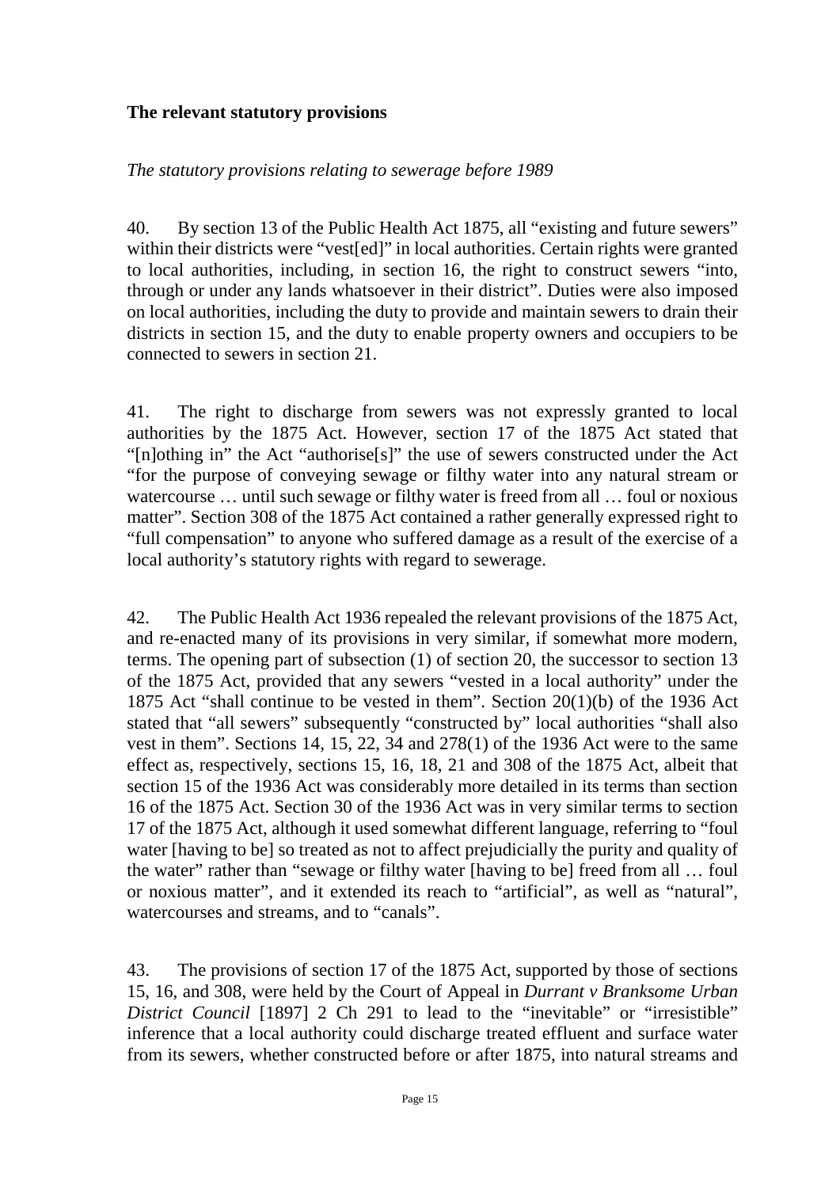## The relevant statutory provisions

*The statutory provisions relating to sewerage before 1989*

40. By section 13 of the Public Health Act 1875, all "existing and future sewers" within their districts were "vest[ed]" in local authorities. Certain rights were granted to local authorities, including, in section 16, the right to construct sewers "into, through or under any lands whatsoever in their district". Duties were also imposed on local authorities, including the duty to provide and maintain sewers to drain their districts in section 15, and the duty to enable property owners and occupiers to be connected to sewers in section 21.

41. The right to discharge from sewers was not expressly granted to local authorities by the 1875 Act. However, section 17 of the 1875 Act stated that "[n]othing in" the Act "authorise[s]" the use of sewers constructed under the Act "for the purpose of conveying sewage or filthy water into any natural stream or watercourse … until such sewage or filthy water is freed from all … foul or noxious matter". Section 308 of the 1875 Act contained a rather generally expressed right to "full compensation" to anyone who suffered damage as a result of the exercise of a local authority's statutory rights with regard to sewerage.

42. The Public Health Act 1936 repealed the relevant provisions of the 1875 Act, and re-enacted many of its provisions in very similar, if somewhat more modern, terms. The opening part of subsection (1) of section 20, the successor to section 13 of the 1875 Act, provided that any sewers "vested in a local authority" under the 1875 Act "shall continue to be vested in them". Section 20(1)(b) of the 1936 Act stated that "all sewers" subsequently "constructed by" local authorities "shall also vest in them". Sections 14, 15, 22, 34 and 278(1) of the 1936 Act were to the same effect as, respectively, sections 15, 16, 18, 21 and 308 of the 1875 Act, albeit that section 15 of the 1936 Act was considerably more detailed in its terms than section 16 of the 1875 Act. Section 30 of the 1936 Act was in very similar terms to section 17 of the 1875 Act, although it used somewhat different language, referring to "foul water [having to be] so treated as not to affect prejudicially the purity and quality of the water" rather than "sewage or filthy water [having to be] freed from all … foul or noxious matter", and it extended its reach to "artificial", as well as "natural", watercourses and streams, and to "canals".

43. The provisions of section 17 of the 1875 Act, supported by those of sections 15, 16, and 308, were held by the Court of Appeal in *Durrant v Branksome Urban District Council* [1897] 2 Ch 291 to lead to the "inevitable" or "irresistible" inference that a local authority could discharge treated effluent and surface water from its sewers, whether constructed before or after 1875, into natural streams and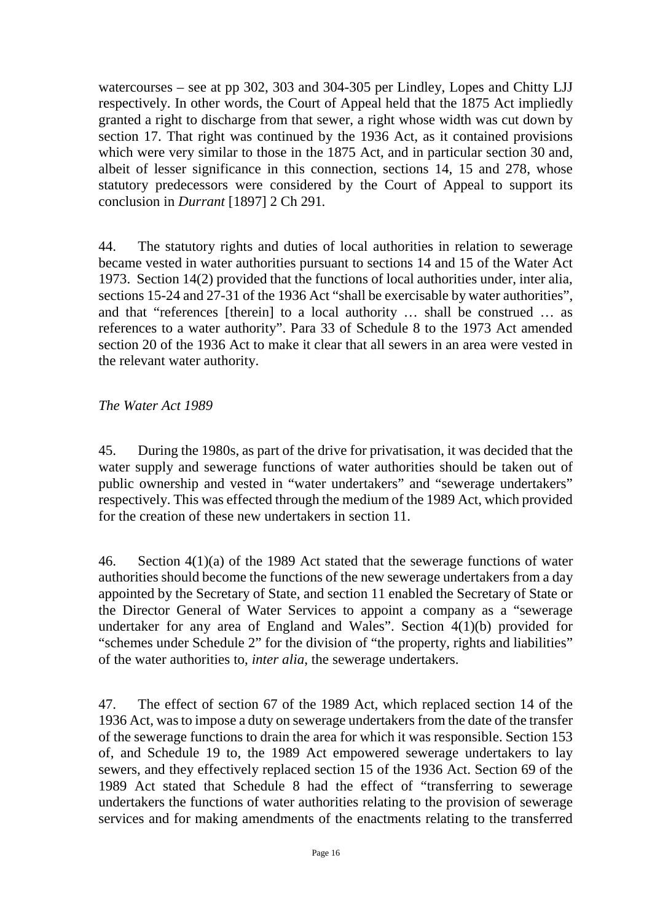watercourses – see at pp 302, 303 and 304-305 per Lindley, Lopes and Chitty LJJ respectively. In other words, the Court of Appeal held that the 1875 Act impliedly granted a right to discharge from that sewer, a right whose width was cut down by section 17. That right was continued by the 1936 Act, as it contained provisions which were very similar to those in the 1875 Act, and in particular section 30 and, albeit of lesser significance in this connection, sections 14, 15 and 278, whose statutory predecessors were considered by the Court of Appeal to support its conclusion in *Durrant* [1897] 2 Ch 291.

44. The statutory rights and duties of local authorities in relation to sewerage became vested in water authorities pursuant to sections 14 and 15 of the Water Act 1973. Section 14(2) provided that the functions of local authorities under, inter alia, sections 15-24 and 27-31 of the 1936 Act "shall be exercisable by water authorities", and that "references [therein] to a local authority … shall be construed … as references to a water authority". Para 33 of Schedule 8 to the 1973 Act amended section 20 of the 1936 Act to make it clear that all sewers in an area were vested in the relevant water authority.

*The Water Act 1989*

45. During the 1980s, as part of the drive for privatisation, it was decided that the water supply and sewerage functions of water authorities should be taken out of public ownership and vested in "water undertakers" and "sewerage undertakers" respectively. This was effected through the medium of the 1989 Act, which provided for the creation of these new undertakers in section 11.

46. Section 4(1)(a) of the 1989 Act stated that the sewerage functions of water authorities should become the functions of the new sewerage undertakers from a day appointed by the Secretary of State, and section 11 enabled the Secretary of State or the Director General of Water Services to appoint a company as a "sewerage undertaker for any area of England and Wales". Section 4(1)(b) provided for "schemes under Schedule 2" for the division of "the property, rights and liabilities" of the water authorities to, *inter alia*, the sewerage undertakers.

47. The effect of section 67 of the 1989 Act, which replaced section 14 of the 1936 Act, was to impose a duty on sewerage undertakers from the date of the transfer of the sewerage functions to drain the area for which it was responsible. Section 153 of, and Schedule 19 to, the 1989 Act empowered sewerage undertakers to lay sewers, and they effectively replaced section 15 of the 1936 Act. Section 69 of the 1989 Act stated that Schedule 8 had the effect of "transferring to sewerage undertakers the functions of water authorities relating to the provision of sewerage services and for making amendments of the enactments relating to the transferred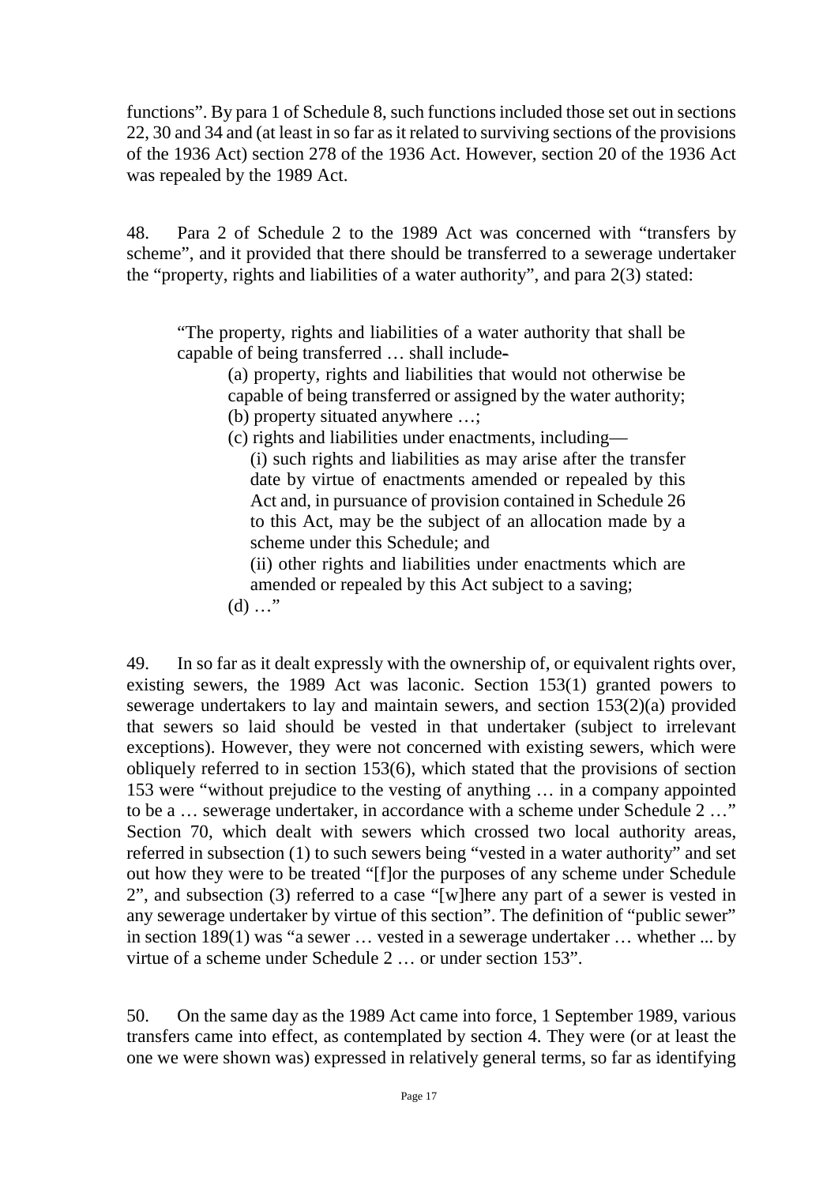functions". By para 1 of Schedule 8, such functions included those set out in sections 22, 30 and 34 and (at least in so far as it related to surviving sections of the provisions of the 1936 Act) section 278 of the 1936 Act. However, section 20 of the 1936 Act was repealed by the 1989 Act.

48. Para 2 of Schedule 2 to the 1989 Act was concerned with "transfers by scheme", and it provided that there should be transferred to a sewerage undertaker the "property, rights and liabilities of a water authority", and para 2(3) stated:

> "The property, rights and liabilities of a water authority that shall be capable of being transferred … shall include-
>
> (a) property, rights and liabilities that would not otherwise be capable of being transferred or assigned by the water authority;
>
> (b) property situated anywhere …;
>
> (c) rights and liabilities under enactments, including—
>
> (i) such rights and liabilities as may arise after the transfer date by virtue of enactments amended or repealed by this Act and, in pursuance of provision contained in Schedule 26 to this Act, may be the subject of an allocation made by a scheme under this Schedule; and
>
> (ii) other rights and liabilities under enactments which are amended or repealed by this Act subject to a saving;
>
> (d) …"

49. In so far as it dealt expressly with the ownership of, or equivalent rights over, existing sewers, the 1989 Act was laconic. Section 153(1) granted powers to sewerage undertakers to lay and maintain sewers, and section 153(2)(a) provided that sewers so laid should be vested in that undertaker (subject to irrelevant exceptions). However, they were not concerned with existing sewers, which were obliquely referred to in section 153(6), which stated that the provisions of section 153 were "without prejudice to the vesting of anything … in a company appointed to be a … sewerage undertaker, in accordance with a scheme under Schedule 2 …" Section 70, which dealt with sewers which crossed two local authority areas, referred in subsection (1) to such sewers being "vested in a water authority" and set out how they were to be treated "[f]or the purposes of any scheme under Schedule 2", and subsection (3) referred to a case "[w]here any part of a sewer is vested in any sewerage undertaker by virtue of this section". The definition of "public sewer" in section 189(1) was "a sewer … vested in a sewerage undertaker … whether ... by virtue of a scheme under Schedule 2 … or under section 153".

50. On the same day as the 1989 Act came into force, 1 September 1989, various transfers came into effect, as contemplated by section 4. They were (or at least the one we were shown was) expressed in relatively general terms, so far as identifying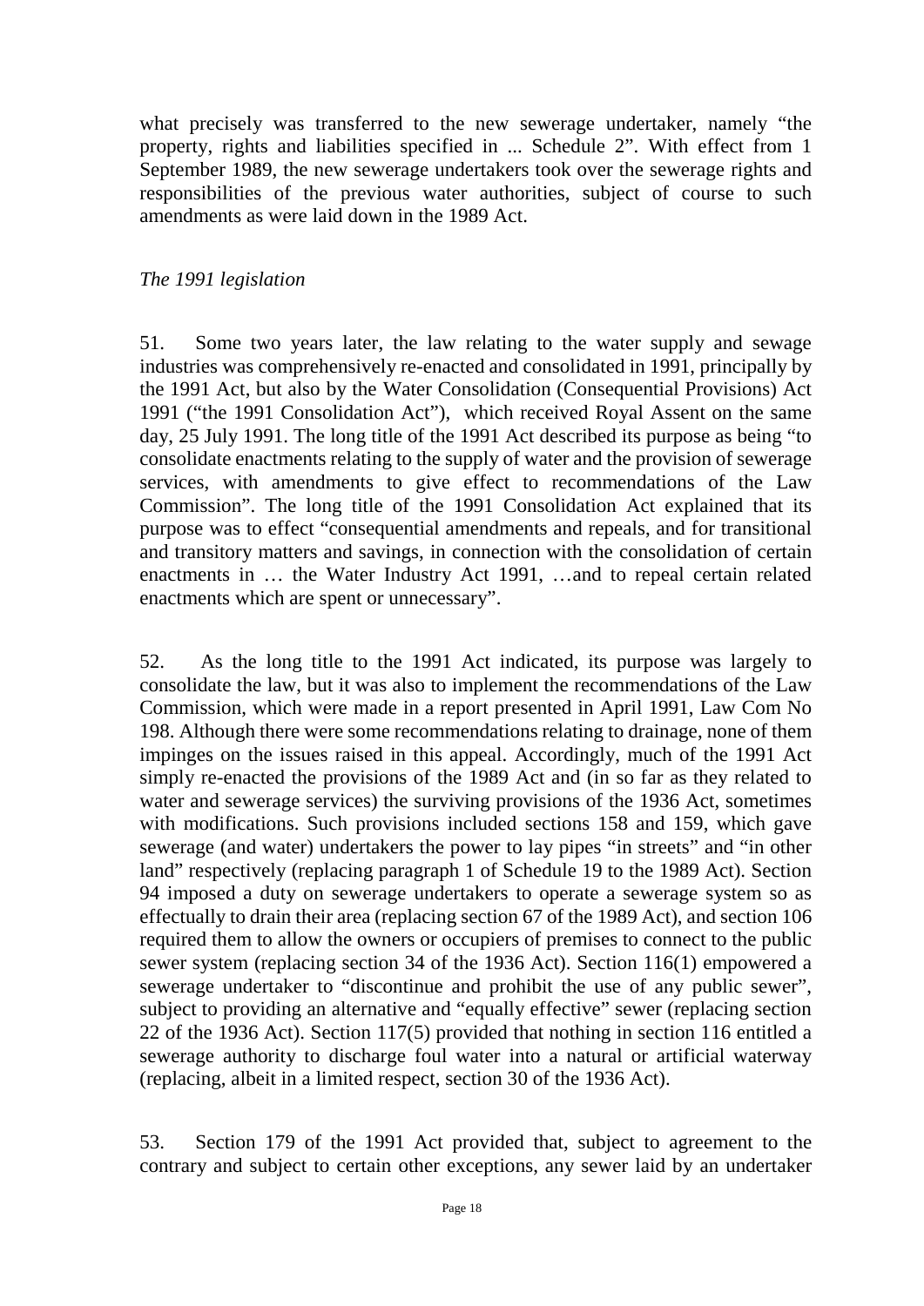what precisely was transferred to the new sewerage undertaker, namely "the property, rights and liabilities specified in ... Schedule 2". With effect from 1 September 1989, the new sewerage undertakers took over the sewerage rights and responsibilities of the previous water authorities, subject of course to such amendments as were laid down in the 1989 Act.

*The 1991 legislation*

51. Some two years later, the law relating to the water supply and sewage industries was comprehensively re-enacted and consolidated in 1991, principally by the 1991 Act, but also by the Water Consolidation (Consequential Provisions) Act 1991 ("the 1991 Consolidation Act"), which received Royal Assent on the same day, 25 July 1991. The long title of the 1991 Act described its purpose as being "to consolidate enactments relating to the supply of water and the provision of sewerage services, with amendments to give effect to recommendations of the Law Commission". The long title of the 1991 Consolidation Act explained that its purpose was to effect "consequential amendments and repeals, and for transitional and transitory matters and savings, in connection with the consolidation of certain enactments in … the Water Industry Act 1991, …and to repeal certain related enactments which are spent or unnecessary".

52. As the long title to the 1991 Act indicated, its purpose was largely to consolidate the law, but it was also to implement the recommendations of the Law Commission, which were made in a report presented in April 1991, Law Com No 198. Although there were some recommendations relating to drainage, none of them impinges on the issues raised in this appeal. Accordingly, much of the 1991 Act simply re-enacted the provisions of the 1989 Act and (in so far as they related to water and sewerage services) the surviving provisions of the 1936 Act, sometimes with modifications. Such provisions included sections 158 and 159, which gave sewerage (and water) undertakers the power to lay pipes "in streets" and "in other land" respectively (replacing paragraph 1 of Schedule 19 to the 1989 Act). Section 94 imposed a duty on sewerage undertakers to operate a sewerage system so as effectually to drain their area (replacing section 67 of the 1989 Act), and section 106 required them to allow the owners or occupiers of premises to connect to the public sewer system (replacing section 34 of the 1936 Act). Section 116(1) empowered a sewerage undertaker to "discontinue and prohibit the use of any public sewer", subject to providing an alternative and "equally effective" sewer (replacing section 22 of the 1936 Act). Section 117(5) provided that nothing in section 116 entitled a sewerage authority to discharge foul water into a natural or artificial waterway (replacing, albeit in a limited respect, section 30 of the 1936 Act).

53. Section 179 of the 1991 Act provided that, subject to agreement to the contrary and subject to certain other exceptions, any sewer laid by an undertaker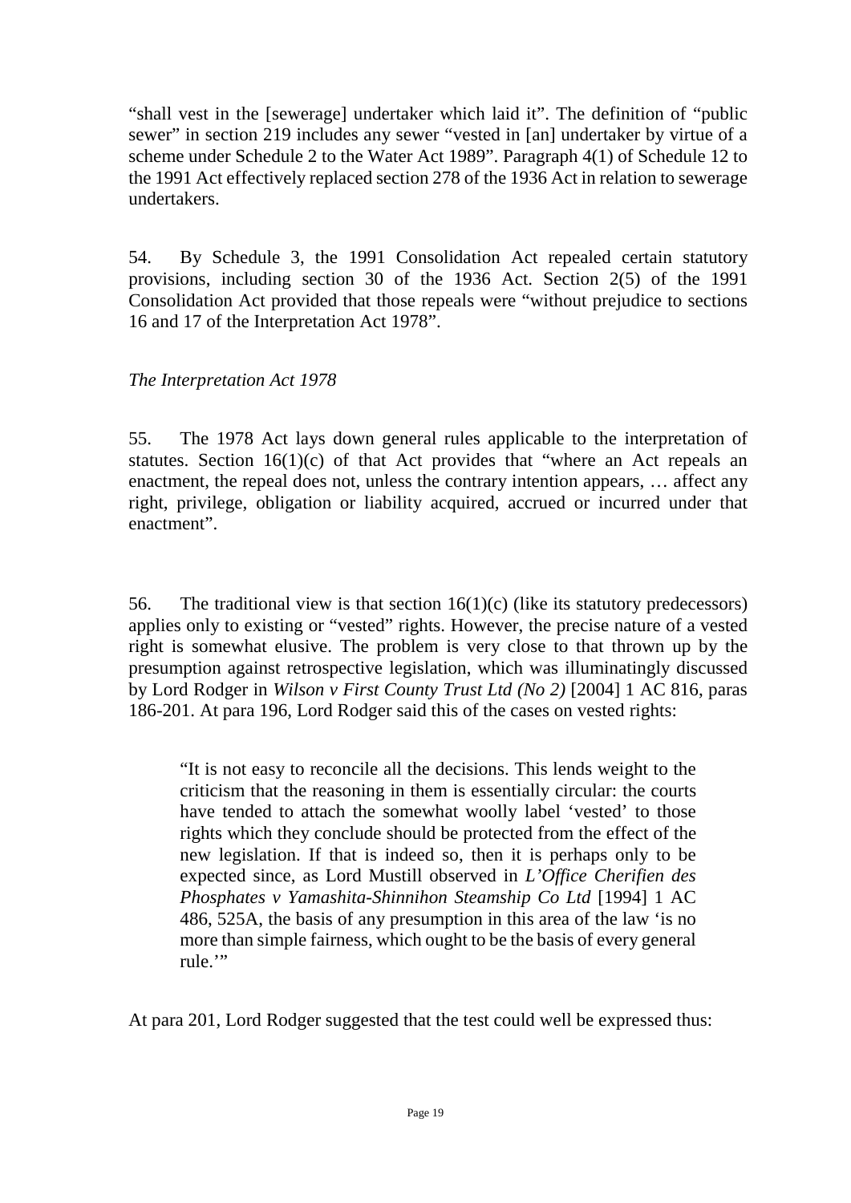"shall vest in the [sewerage] undertaker which laid it". The definition of "public sewer" in section 219 includes any sewer "vested in [an] undertaker by virtue of a scheme under Schedule 2 to the Water Act 1989". Paragraph 4(1) of Schedule 12 to the 1991 Act effectively replaced section 278 of the 1936 Act in relation to sewerage undertakers.

54. By Schedule 3, the 1991 Consolidation Act repealed certain statutory provisions, including section 30 of the 1936 Act. Section 2(5) of the 1991 Consolidation Act provided that those repeals were "without prejudice to sections 16 and 17 of the Interpretation Act 1978".

*The Interpretation Act 1978*

55. The 1978 Act lays down general rules applicable to the interpretation of statutes. Section 16(1)(c) of that Act provides that "where an Act repeals an enactment, the repeal does not, unless the contrary intention appears, … affect any right, privilege, obligation or liability acquired, accrued or incurred under that enactment".

56. The traditional view is that section 16(1)(c) (like its statutory predecessors) applies only to existing or "vested" rights. However, the precise nature of a vested right is somewhat elusive. The problem is very close to that thrown up by the presumption against retrospective legislation, which was illuminatingly discussed by Lord Rodger in *Wilson v First County Trust Ltd (No 2)* [2004] 1 AC 816, paras 186-201. At para 196, Lord Rodger said this of the cases on vested rights:

> "It is not easy to reconcile all the decisions. This lends weight to the criticism that the reasoning in them is essentially circular: the courts have tended to attach the somewhat woolly label 'vested' to those rights which they conclude should be protected from the effect of the new legislation. If that is indeed so, then it is perhaps only to be expected since, as Lord Mustill observed in *L'Office Cherifien des Phosphates v Yamashita-Shinnihon Steamship Co Ltd* [1994] 1 AC 486, 525A, the basis of any presumption in this area of the law 'is no more than simple fairness, which ought to be the basis of every general rule.'"

At para 201, Lord Rodger suggested that the test could well be expressed thus: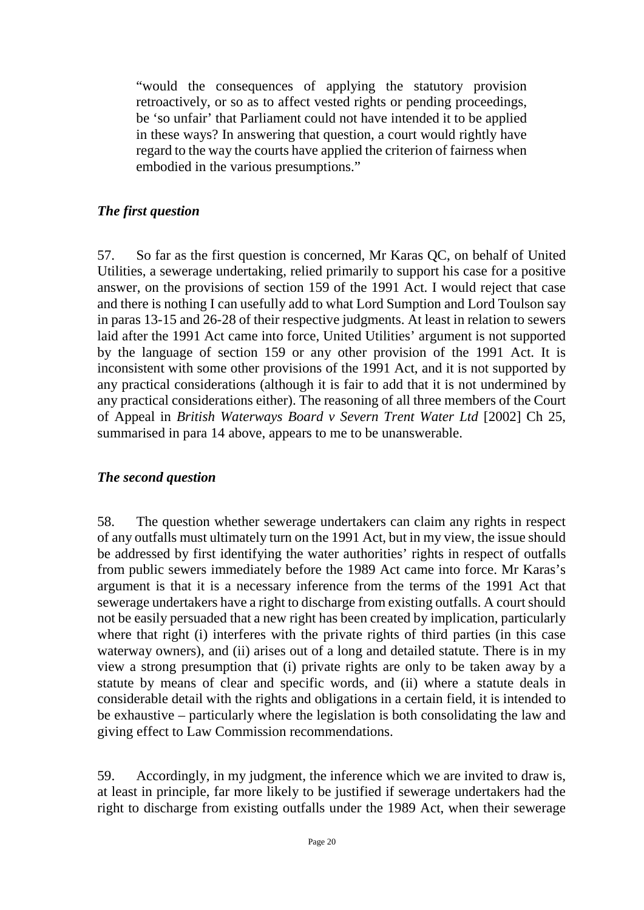> "would the consequences of applying the statutory provision retroactively, or so as to affect vested rights or pending proceedings, be 'so unfair' that Parliament could not have intended it to be applied in these ways? In answering that question, a court would rightly have regard to the way the courts have applied the criterion of fairness when embodied in the various presumptions."

### *The first question*

57. So far as the first question is concerned, Mr Karas QC, on behalf of United Utilities, a sewerage undertaking, relied primarily to support his case for a positive answer, on the provisions of section 159 of the 1991 Act. I would reject that case and there is nothing I can usefully add to what Lord Sumption and Lord Toulson say in paras 13-15 and 26-28 of their respective judgments. At least in relation to sewers laid after the 1991 Act came into force, United Utilities' argument is not supported by the language of section 159 or any other provision of the 1991 Act. It is inconsistent with some other provisions of the 1991 Act, and it is not supported by any practical considerations (although it is fair to add that it is not undermined by any practical considerations either). The reasoning of all three members of the Court of Appeal in *British Waterways Board v Severn Trent Water Ltd* [2002] Ch 25, summarised in para 14 above, appears to me to be unanswerable.

### *The second question*

58. The question whether sewerage undertakers can claim any rights in respect of any outfalls must ultimately turn on the 1991 Act, but in my view, the issue should be addressed by first identifying the water authorities' rights in respect of outfalls from public sewers immediately before the 1989 Act came into force. Mr Karas's argument is that it is a necessary inference from the terms of the 1991 Act that sewerage undertakers have a right to discharge from existing outfalls. A court should not be easily persuaded that a new right has been created by implication, particularly where that right (i) interferes with the private rights of third parties (in this case waterway owners), and (ii) arises out of a long and detailed statute. There is in my view a strong presumption that (i) private rights are only to be taken away by a statute by means of clear and specific words, and (ii) where a statute deals in considerable detail with the rights and obligations in a certain field, it is intended to be exhaustive – particularly where the legislation is both consolidating the law and giving effect to Law Commission recommendations.

59. Accordingly, in my judgment, the inference which we are invited to draw is, at least in principle, far more likely to be justified if sewerage undertakers had the right to discharge from existing outfalls under the 1989 Act, when their sewerage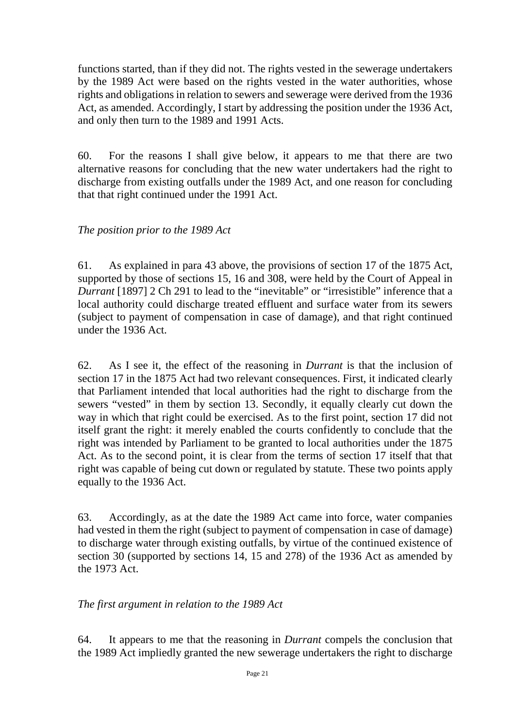functions started, than if they did not. The rights vested in the sewerage undertakers by the 1989 Act were based on the rights vested in the water authorities, whose rights and obligations in relation to sewers and sewerage were derived from the 1936 Act, as amended. Accordingly, I start by addressing the position under the 1936 Act, and only then turn to the 1989 and 1991 Acts.

60. For the reasons I shall give below, it appears to me that there are two alternative reasons for concluding that the new water undertakers had the right to discharge from existing outfalls under the 1989 Act, and one reason for concluding that that right continued under the 1991 Act.

*The position prior to the 1989 Act*

61. As explained in para 43 above, the provisions of section 17 of the 1875 Act, supported by those of sections 15, 16 and 308, were held by the Court of Appeal in *Durrant* [1897] 2 Ch 291 to lead to the "inevitable" or "irresistible" inference that a local authority could discharge treated effluent and surface water from its sewers (subject to payment of compensation in case of damage), and that right continued under the 1936 Act.

62. As I see it, the effect of the reasoning in *Durrant* is that the inclusion of section 17 in the 1875 Act had two relevant consequences. First, it indicated clearly that Parliament intended that local authorities had the right to discharge from the sewers "vested" in them by section 13. Secondly, it equally clearly cut down the way in which that right could be exercised. As to the first point, section 17 did not itself grant the right: it merely enabled the courts confidently to conclude that the right was intended by Parliament to be granted to local authorities under the 1875 Act. As to the second point, it is clear from the terms of section 17 itself that that right was capable of being cut down or regulated by statute. These two points apply equally to the 1936 Act.

63. Accordingly, as at the date the 1989 Act came into force, water companies had vested in them the right (subject to payment of compensation in case of damage) to discharge water through existing outfalls, by virtue of the continued existence of section 30 (supported by sections 14, 15 and 278) of the 1936 Act as amended by the 1973 Act.

*The first argument in relation to the 1989 Act*

64. It appears to me that the reasoning in *Durrant* compels the conclusion that the 1989 Act impliedly granted the new sewerage undertakers the right to discharge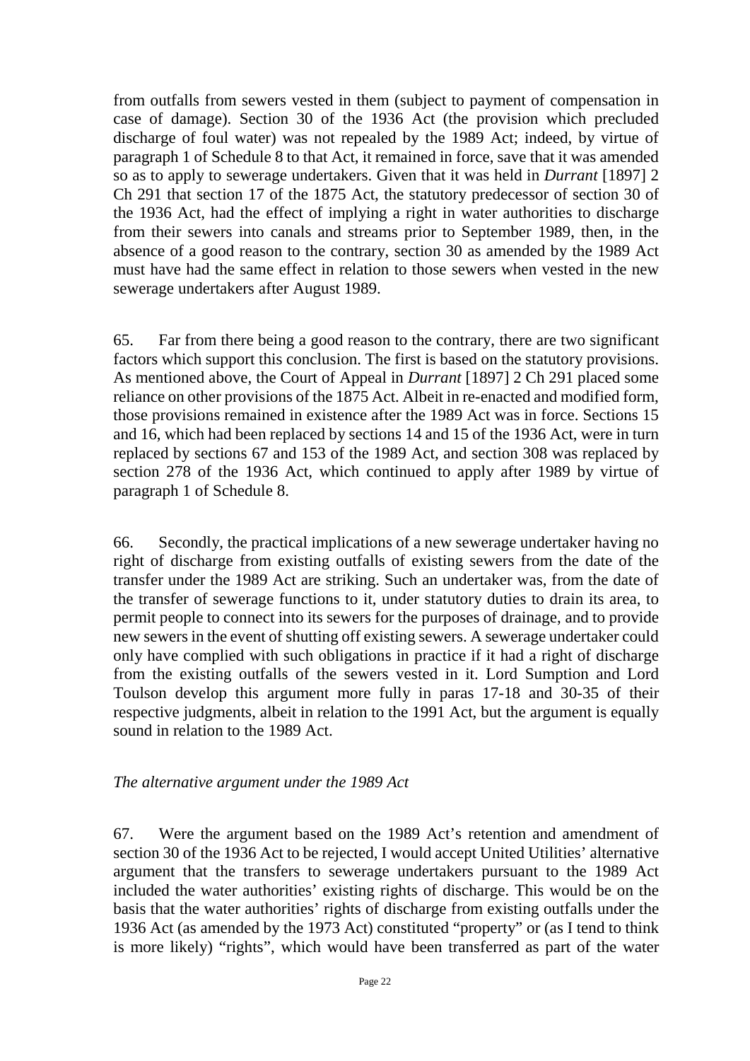from outfalls from sewers vested in them (subject to payment of compensation in case of damage). Section 30 of the 1936 Act (the provision which precluded discharge of foul water) was not repealed by the 1989 Act; indeed, by virtue of paragraph 1 of Schedule 8 to that Act, it remained in force, save that it was amended so as to apply to sewerage undertakers. Given that it was held in *Durrant* [1897] 2 Ch 291 that section 17 of the 1875 Act, the statutory predecessor of section 30 of the 1936 Act, had the effect of implying a right in water authorities to discharge from their sewers into canals and streams prior to September 1989, then, in the absence of a good reason to the contrary, section 30 as amended by the 1989 Act must have had the same effect in relation to those sewers when vested in the new sewerage undertakers after August 1989.

65. Far from there being a good reason to the contrary, there are two significant factors which support this conclusion. The first is based on the statutory provisions. As mentioned above, the Court of Appeal in *Durrant* [1897] 2 Ch 291 placed some reliance on other provisions of the 1875 Act. Albeit in re-enacted and modified form, those provisions remained in existence after the 1989 Act was in force. Sections 15 and 16, which had been replaced by sections 14 and 15 of the 1936 Act, were in turn replaced by sections 67 and 153 of the 1989 Act, and section 308 was replaced by section 278 of the 1936 Act, which continued to apply after 1989 by virtue of paragraph 1 of Schedule 8.

66. Secondly, the practical implications of a new sewerage undertaker having no right of discharge from existing outfalls of existing sewers from the date of the transfer under the 1989 Act are striking. Such an undertaker was, from the date of the transfer of sewerage functions to it, under statutory duties to drain its area, to permit people to connect into its sewers for the purposes of drainage, and to provide new sewers in the event of shutting off existing sewers. A sewerage undertaker could only have complied with such obligations in practice if it had a right of discharge from the existing outfalls of the sewers vested in it. Lord Sumption and Lord Toulson develop this argument more fully in paras 17-18 and 30-35 of their respective judgments, albeit in relation to the 1991 Act, but the argument is equally sound in relation to the 1989 Act.

*The alternative argument under the 1989 Act*

67. Were the argument based on the 1989 Act's retention and amendment of section 30 of the 1936 Act to be rejected, I would accept United Utilities' alternative argument that the transfers to sewerage undertakers pursuant to the 1989 Act included the water authorities' existing rights of discharge. This would be on the basis that the water authorities' rights of discharge from existing outfalls under the 1936 Act (as amended by the 1973 Act) constituted "property" or (as I tend to think is more likely) "rights", which would have been transferred as part of the water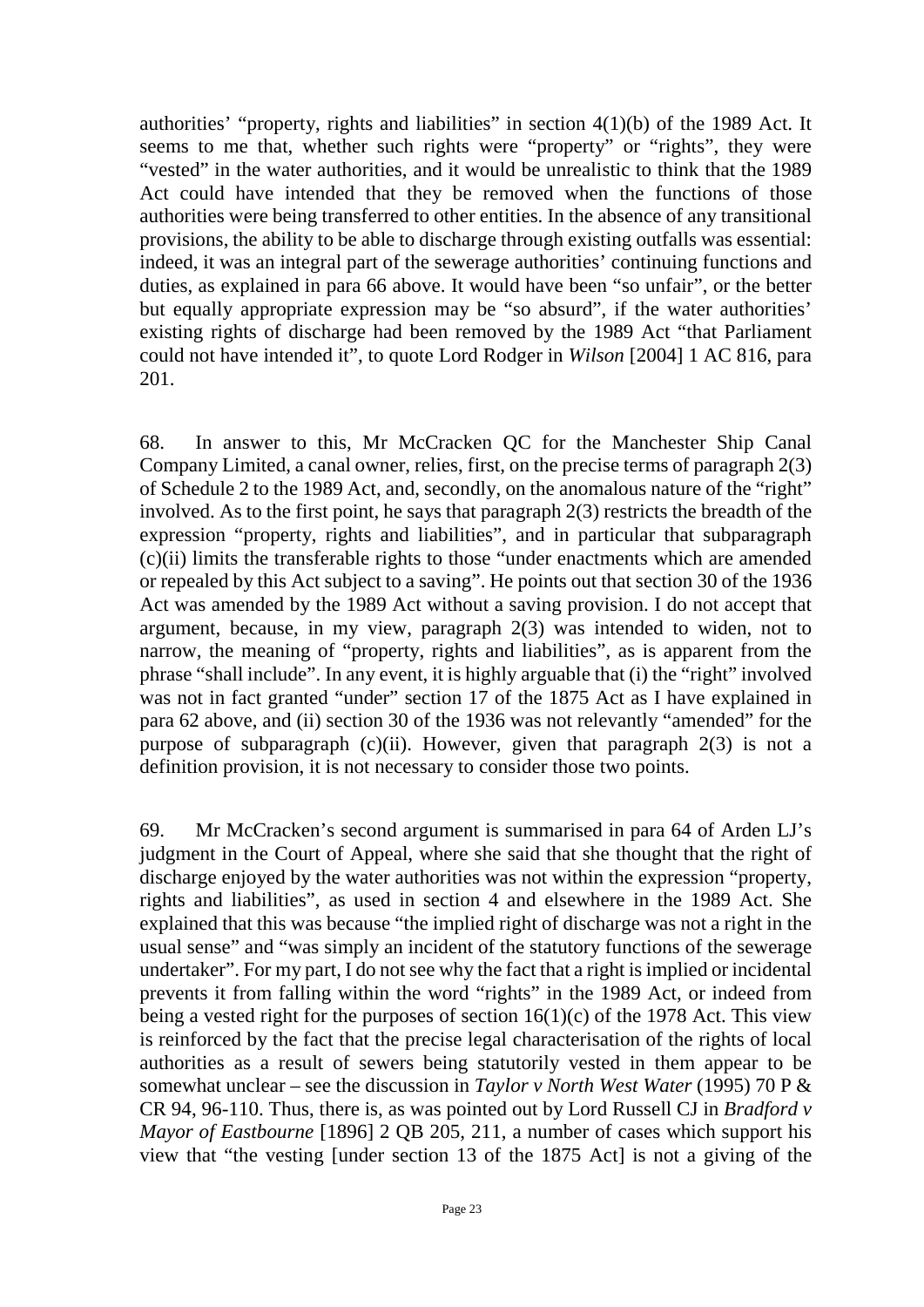authorities' "property, rights and liabilities" in section 4(1)(b) of the 1989 Act. It seems to me that, whether such rights were "property" or "rights", they were "vested" in the water authorities, and it would be unrealistic to think that the 1989 Act could have intended that they be removed when the functions of those authorities were being transferred to other entities. In the absence of any transitional provisions, the ability to be able to discharge through existing outfalls was essential: indeed, it was an integral part of the sewerage authorities' continuing functions and duties, as explained in para 66 above. It would have been "so unfair", or the better but equally appropriate expression may be "so absurd", if the water authorities' existing rights of discharge had been removed by the 1989 Act "that Parliament could not have intended it", to quote Lord Rodger in *Wilson* [2004] 1 AC 816, para 201.

68. In answer to this, Mr McCracken QC for the Manchester Ship Canal Company Limited, a canal owner, relies, first, on the precise terms of paragraph 2(3) of Schedule 2 to the 1989 Act, and, secondly, on the anomalous nature of the "right" involved. As to the first point, he says that paragraph 2(3) restricts the breadth of the expression "property, rights and liabilities", and in particular that subparagraph (c)(ii) limits the transferable rights to those "under enactments which are amended or repealed by this Act subject to a saving". He points out that section 30 of the 1936 Act was amended by the 1989 Act without a saving provision. I do not accept that argument, because, in my view, paragraph 2(3) was intended to widen, not to narrow, the meaning of "property, rights and liabilities", as is apparent from the phrase "shall include". In any event, it is highly arguable that (i) the "right" involved was not in fact granted "under" section 17 of the 1875 Act as I have explained in para 62 above, and (ii) section 30 of the 1936 was not relevantly "amended" for the purpose of subparagraph (c)(ii). However, given that paragraph 2(3) is not a definition provision, it is not necessary to consider those two points.

69. Mr McCracken's second argument is summarised in para 64 of Arden LJ's judgment in the Court of Appeal, where she said that she thought that the right of discharge enjoyed by the water authorities was not within the expression "property, rights and liabilities", as used in section 4 and elsewhere in the 1989 Act. She explained that this was because "the implied right of discharge was not a right in the usual sense" and "was simply an incident of the statutory functions of the sewerage undertaker". For my part, I do not see why the fact that a right is implied or incidental prevents it from falling within the word "rights" in the 1989 Act, or indeed from being a vested right for the purposes of section 16(1)(c) of the 1978 Act. This view is reinforced by the fact that the precise legal characterisation of the rights of local authorities as a result of sewers being statutorily vested in them appear to be somewhat unclear – see the discussion in *Taylor v North West Water* (1995) 70 P & CR 94, 96-110. Thus, there is, as was pointed out by Lord Russell CJ in *Bradford v Mayor of Eastbourne* [1896] 2 QB 205, 211, a number of cases which support his view that "the vesting [under section 13 of the 1875 Act] is not a giving of the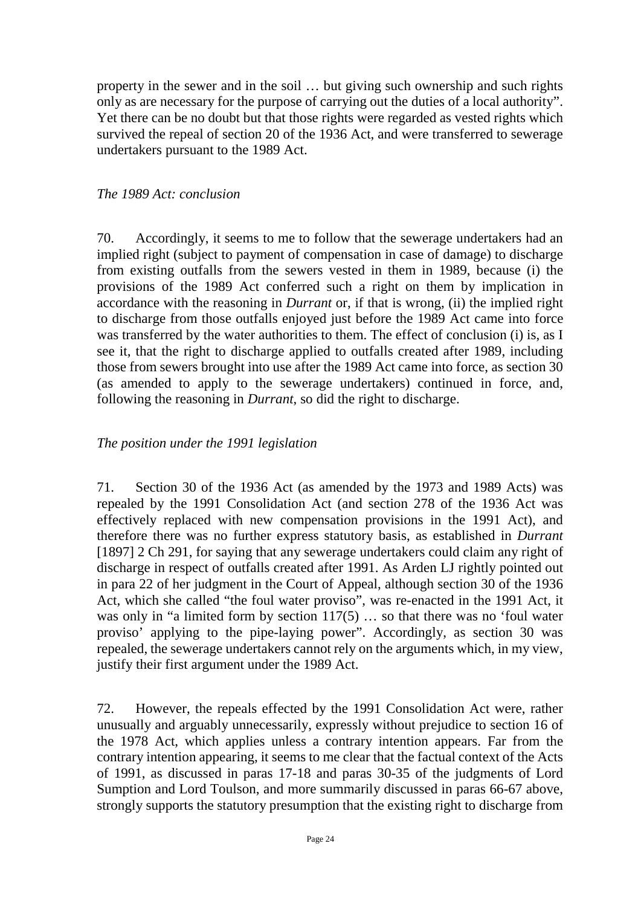property in the sewer and in the soil … but giving such ownership and such rights only as are necessary for the purpose of carrying out the duties of a local authority". Yet there can be no doubt but that those rights were regarded as vested rights which survived the repeal of section 20 of the 1936 Act, and were transferred to sewerage undertakers pursuant to the 1989 Act.

*The 1989 Act: conclusion*

70. Accordingly, it seems to me to follow that the sewerage undertakers had an implied right (subject to payment of compensation in case of damage) to discharge from existing outfalls from the sewers vested in them in 1989, because (i) the provisions of the 1989 Act conferred such a right on them by implication in accordance with the reasoning in *Durrant* or, if that is wrong, (ii) the implied right to discharge from those outfalls enjoyed just before the 1989 Act came into force was transferred by the water authorities to them. The effect of conclusion (i) is, as I see it, that the right to discharge applied to outfalls created after 1989, including those from sewers brought into use after the 1989 Act came into force, as section 30 (as amended to apply to the sewerage undertakers) continued in force, and, following the reasoning in *Durrant*, so did the right to discharge.

*The position under the 1991 legislation*

71. Section 30 of the 1936 Act (as amended by the 1973 and 1989 Acts) was repealed by the 1991 Consolidation Act (and section 278 of the 1936 Act was effectively replaced with new compensation provisions in the 1991 Act), and therefore there was no further express statutory basis, as established in *Durrant* [1897] 2 Ch 291, for saying that any sewerage undertakers could claim any right of discharge in respect of outfalls created after 1991. As Arden LJ rightly pointed out in para 22 of her judgment in the Court of Appeal, although section 30 of the 1936 Act, which she called "the foul water proviso", was re-enacted in the 1991 Act, it was only in "a limited form by section 117(5) … so that there was no 'foul water proviso' applying to the pipe-laying power". Accordingly, as section 30 was repealed, the sewerage undertakers cannot rely on the arguments which, in my view, justify their first argument under the 1989 Act.

72. However, the repeals effected by the 1991 Consolidation Act were, rather unusually and arguably unnecessarily, expressly without prejudice to section 16 of the 1978 Act, which applies unless a contrary intention appears. Far from the contrary intention appearing, it seems to me clear that the factual context of the Acts of 1991, as discussed in paras 17-18 and paras 30-35 of the judgments of Lord Sumption and Lord Toulson, and more summarily discussed in paras 66-67 above, strongly supports the statutory presumption that the existing right to discharge from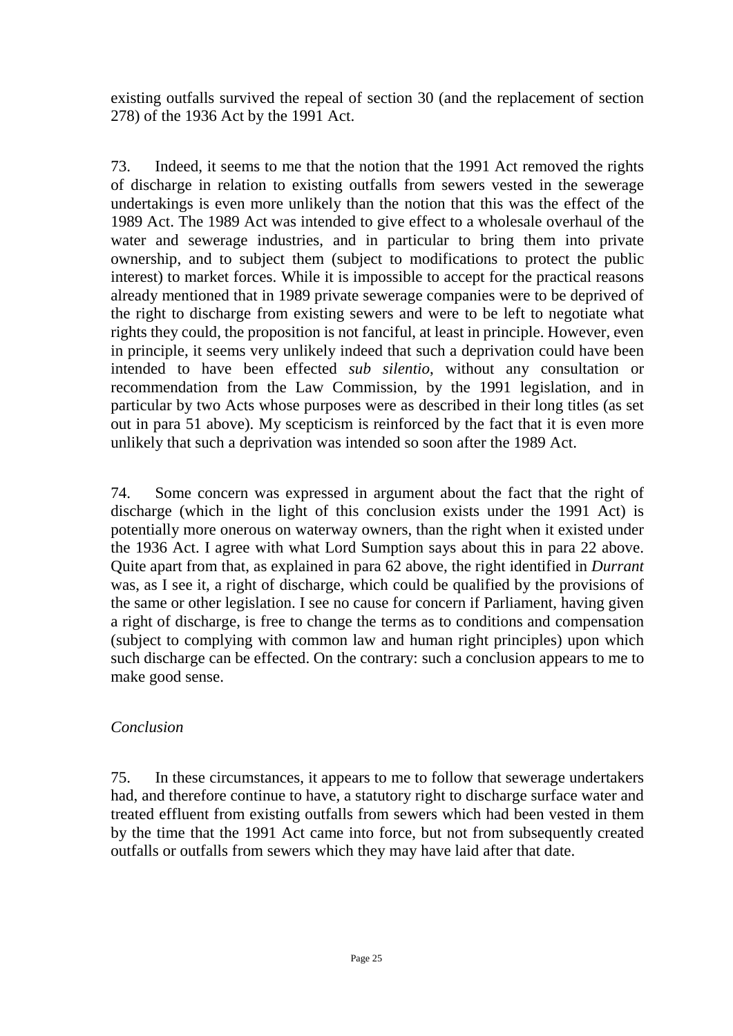existing outfalls survived the repeal of section 30 (and the replacement of section 278) of the 1936 Act by the 1991 Act.

73. Indeed, it seems to me that the notion that the 1991 Act removed the rights of discharge in relation to existing outfalls from sewers vested in the sewerage undertakings is even more unlikely than the notion that this was the effect of the 1989 Act. The 1989 Act was intended to give effect to a wholesale overhaul of the water and sewerage industries, and in particular to bring them into private ownership, and to subject them (subject to modifications to protect the public interest) to market forces. While it is impossible to accept for the practical reasons already mentioned that in 1989 private sewerage companies were to be deprived of the right to discharge from existing sewers and were to be left to negotiate what rights they could, the proposition is not fanciful, at least in principle. However, even in principle, it seems very unlikely indeed that such a deprivation could have been intended to have been effected *sub silentio*, without any consultation or recommendation from the Law Commission, by the 1991 legislation, and in particular by two Acts whose purposes were as described in their long titles (as set out in para 51 above). My scepticism is reinforced by the fact that it is even more unlikely that such a deprivation was intended so soon after the 1989 Act.

74. Some concern was expressed in argument about the fact that the right of discharge (which in the light of this conclusion exists under the 1991 Act) is potentially more onerous on waterway owners, than the right when it existed under the 1936 Act. I agree with what Lord Sumption says about this in para 22 above. Quite apart from that, as explained in para 62 above, the right identified in *Durrant* was, as I see it, a right of discharge, which could be qualified by the provisions of the same or other legislation. I see no cause for concern if Parliament, having given a right of discharge, is free to change the terms as to conditions and compensation (subject to complying with common law and human right principles) upon which such discharge can be effected. On the contrary: such a conclusion appears to me to make good sense.

*Conclusion*

75. In these circumstances, it appears to me to follow that sewerage undertakers had, and therefore continue to have, a statutory right to discharge surface water and treated effluent from existing outfalls from sewers which had been vested in them by the time that the 1991 Act came into force, but not from subsequently created outfalls or outfalls from sewers which they may have laid after that date.